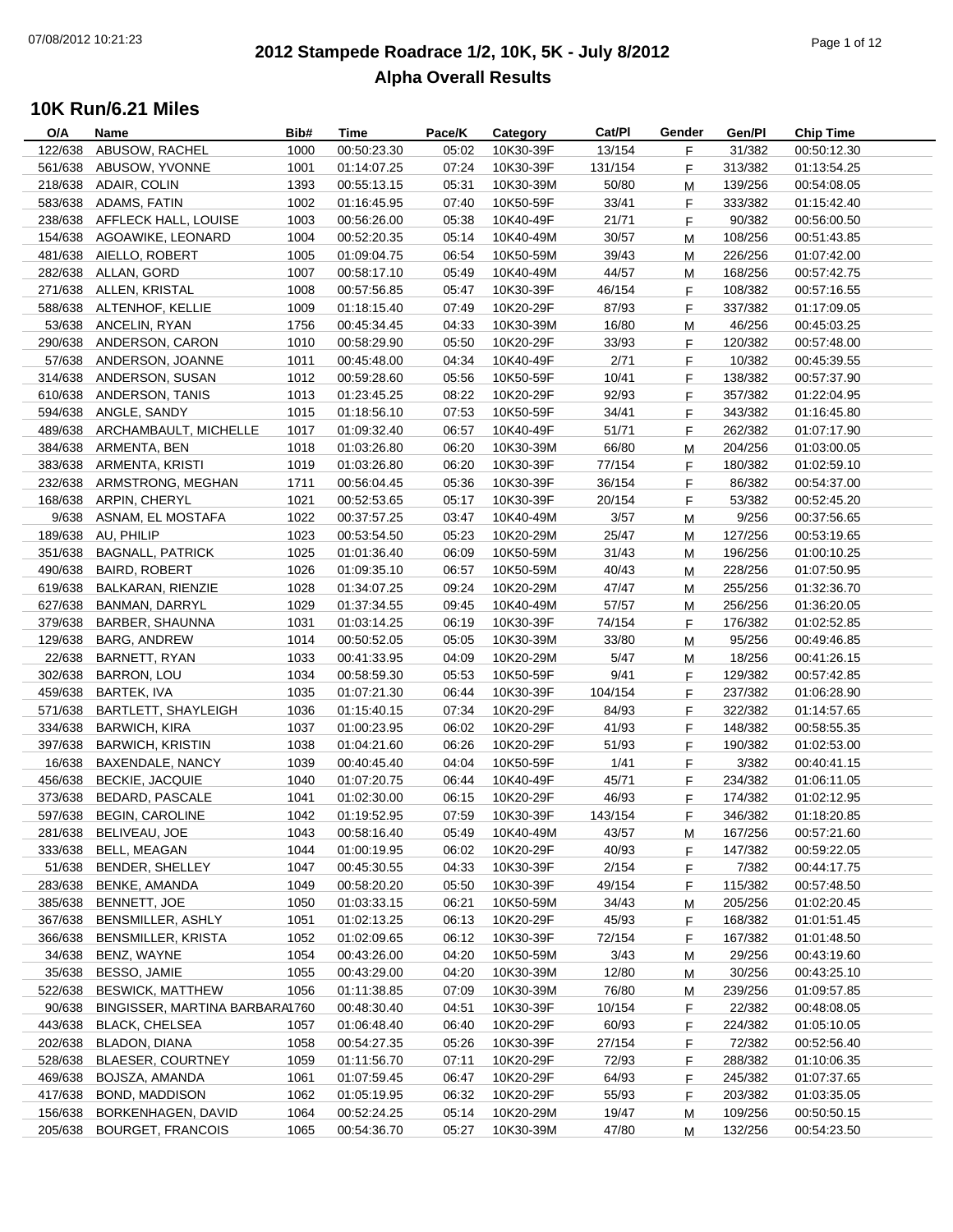# 2012 Stampede Roadrace 1/2, 10K, 5K - July 8/2012

## Alpha Overall Results

### 10K Run/6.21 Miles

| O/A | Name | Bib# | Time | Pace/K | Category | Cat/Pl | Gender | Gen/Pl | Chip Time |
|---|---|---|---|---|---|---|---|---|---|
| 122/638 | ABUSOW, RACHEL | 1000 | 00:50:23.30 | 05:02 | 10K30-39F | 13/154 | F | 31/382 | 00:50:12.30 |
| 561/638 | ABUSOW, YVONNE | 1001 | 01:14:07.25 | 07:24 | 10K30-39F | 131/154 | F | 313/382 | 01:13:54.25 |
| 218/638 | ADAIR, COLIN | 1393 | 00:55:13.15 | 05:31 | 10K30-39M | 50/80 | M | 139/256 | 00:54:08.05 |
| 583/638 | ADAMS, FATIN | 1002 | 01:16:45.95 | 07:40 | 10K50-59F | 33/41 | F | 333/382 | 01:15:42.40 |
| 238/638 | AFFLECK HALL, LOUISE | 1003 | 00:56:26.00 | 05:38 | 10K40-49F | 21/71 | F | 90/382 | 00:56:00.50 |
| 154/638 | AGOAWIKE, LEONARD | 1004 | 00:52:20.35 | 05:14 | 10K40-49M | 30/57 | M | 108/256 | 00:51:43.85 |
| 481/638 | AIELLO, ROBERT | 1005 | 01:09:04.75 | 06:54 | 10K50-59M | 39/43 | M | 226/256 | 01:07:42.00 |
| 282/638 | ALLAN, GORD | 1007 | 00:58:17.10 | 05:49 | 10K40-49M | 44/57 | M | 168/256 | 00:57:42.75 |
| 271/638 | ALLEN, KRISTAL | 1008 | 00:57:56.85 | 05:47 | 10K30-39F | 46/154 | F | 108/382 | 00:57:16.55 |
| 588/638 | ALTENHOF, KELLIE | 1009 | 01:18:15.40 | 07:49 | 10K20-29F | 87/93 | F | 337/382 | 01:17:09.05 |
| 53/638 | ANCELIN, RYAN | 1756 | 00:45:34.45 | 04:33 | 10K30-39M | 16/80 | M | 46/256 | 00:45:03.25 |
| 290/638 | ANDERSON, CARON | 1010 | 00:58:29.90 | 05:50 | 10K20-29F | 33/93 | F | 120/382 | 00:57:48.00 |
| 57/638 | ANDERSON, JOANNE | 1011 | 00:45:48.00 | 04:34 | 10K40-49F | 2/71 | F | 10/382 | 00:45:39.55 |
| 314/638 | ANDERSON, SUSAN | 1012 | 00:59:28.60 | 05:56 | 10K50-59F | 10/41 | F | 138/382 | 00:57:37.90 |
| 610/638 | ANDERSON, TANIS | 1013 | 01:23:45.25 | 08:22 | 10K20-29F | 92/93 | F | 357/382 | 01:22:04.95 |
| 594/638 | ANGLE, SANDY | 1015 | 01:18:56.10 | 07:53 | 10K50-59F | 34/41 | F | 343/382 | 01:16:45.80 |
| 489/638 | ARCHAMBAULT, MICHELLE | 1017 | 01:09:32.40 | 06:57 | 10K40-49F | 51/71 | F | 262/382 | 01:07:17.90 |
| 384/638 | ARMENTA, BEN | 1018 | 01:03:26.80 | 06:20 | 10K30-39M | 66/80 | M | 204/256 | 01:03:00.05 |
| 383/638 | ARMENTA, KRISTI | 1019 | 01:03:26.80 | 06:20 | 10K30-39F | 77/154 | F | 180/382 | 01:02:59.10 |
| 232/638 | ARMSTRONG, MEGHAN | 1711 | 00:56:04.45 | 05:36 | 10K30-39F | 36/154 | F | 86/382 | 00:54:37.00 |
| 168/638 | ARPIN, CHERYL | 1021 | 00:52:53.65 | 05:17 | 10K30-39F | 20/154 | F | 53/382 | 00:52:45.20 |
| 9/638 | ASNAM, EL MOSTAFA | 1022 | 00:37:57.25 | 03:47 | 10K40-49M | 3/57 | M | 9/256 | 00:37:56.65 |
| 189/638 | AU, PHILIP | 1023 | 00:53:54.50 | 05:23 | 10K20-29M | 25/47 | M | 127/256 | 00:53:19.65 |
| 351/638 | BAGNALL, PATRICK | 1025 | 01:01:36.40 | 06:09 | 10K50-59M | 31/43 | M | 196/256 | 01:00:10.25 |
| 490/638 | BAIRD, ROBERT | 1026 | 01:09:35.10 | 06:57 | 10K50-59M | 40/43 | M | 228/256 | 01:07:50.95 |
| 619/638 | BALKARAN, RIENZIE | 1028 | 01:34:07.25 | 09:24 | 10K20-29M | 47/47 | M | 255/256 | 01:32:36.70 |
| 627/638 | BANMAN, DARRYL | 1029 | 01:37:34.55 | 09:45 | 10K40-49M | 57/57 | M | 256/256 | 01:36:20.05 |
| 379/638 | BARBER, SHAUNNA | 1031 | 01:03:14.25 | 06:19 | 10K30-39F | 74/154 | F | 176/382 | 01:02:52.85 |
| 129/638 | BARG, ANDREW | 1014 | 00:50:52.05 | 05:05 | 10K30-39M | 33/80 | M | 95/256 | 00:49:46.85 |
| 22/638 | BARNETT, RYAN | 1033 | 00:41:33.95 | 04:09 | 10K20-29M | 5/47 | M | 18/256 | 00:41:26.15 |
| 302/638 | BARRON, LOU | 1034 | 00:58:59.30 | 05:53 | 10K50-59F | 9/41 | F | 129/382 | 00:57:42.85 |
| 459/638 | BARTEK, IVA | 1035 | 01:07:21.30 | 06:44 | 10K30-39F | 104/154 | F | 237/382 | 01:06:28.90 |
| 571/638 | BARTLETT, SHAYLEIGH | 1036 | 01:15:40.15 | 07:34 | 10K20-29F | 84/93 | F | 322/382 | 01:14:57.65 |
| 334/638 | BARWICH, KIRA | 1037 | 01:00:23.95 | 06:02 | 10K20-29F | 41/93 | F | 148/382 | 00:58:55.35 |
| 397/638 | BARWICH, KRISTIN | 1038 | 01:04:21.60 | 06:26 | 10K20-29F | 51/93 | F | 190/382 | 01:02:53.00 |
| 16/638 | BAXENDALE, NANCY | 1039 | 00:40:45.40 | 04:04 | 10K50-59F | 1/41 | F | 3/382 | 00:40:41.15 |
| 456/638 | BECKIE, JACQUIE | 1040 | 01:07:20.75 | 06:44 | 10K40-49F | 45/71 | F | 234/382 | 01:06:11.05 |
| 373/638 | BEDARD, PASCALE | 1041 | 01:02:30.00 | 06:15 | 10K20-29F | 46/93 | F | 174/382 | 01:02:12.95 |
| 597/638 | BEGIN, CAROLINE | 1042 | 01:19:52.95 | 07:59 | 10K30-39F | 143/154 | F | 346/382 | 01:18:20.85 |
| 281/638 | BELIVEAU, JOE | 1043 | 00:58:16.40 | 05:49 | 10K40-49M | 43/57 | M | 167/256 | 00:57:21.60 |
| 333/638 | BELL, MEAGAN | 1044 | 01:00:19.95 | 06:02 | 10K20-29F | 40/93 | F | 147/382 | 00:59:22.05 |
| 51/638 | BENDER, SHELLEY | 1047 | 00:45:30.55 | 04:33 | 10K30-39F | 2/154 | F | 7/382 | 00:44:17.75 |
| 283/638 | BENKE, AMANDA | 1049 | 00:58:20.20 | 05:50 | 10K30-39F | 49/154 | F | 115/382 | 00:57:48.50 |
| 385/638 | BENNETT, JOE | 1050 | 01:03:33.15 | 06:21 | 10K50-59M | 34/43 | M | 205/256 | 01:02:20.45 |
| 367/638 | BENSMILLER, ASHLY | 1051 | 01:02:13.25 | 06:13 | 10K20-29F | 45/93 | F | 168/382 | 01:01:51.45 |
| 366/638 | BENSMILLER, KRISTA | 1052 | 01:02:09.65 | 06:12 | 10K30-39F | 72/154 | F | 167/382 | 01:01:48.50 |
| 34/638 | BENZ, WAYNE | 1054 | 00:43:26.00 | 04:20 | 10K50-59M | 3/43 | M | 29/256 | 00:43:19.60 |
| 35/638 | BESSO, JAMIE | 1055 | 00:43:29.00 | 04:20 | 10K30-39M | 12/80 | M | 30/256 | 00:43:25.10 |
| 522/638 | BESWICK, MATTHEW | 1056 | 01:11:38.85 | 07:09 | 10K30-39M | 76/80 | M | 239/256 | 01:09:57.85 |
| 90/638 | BINGISSER, MARTINA BARBARA | 1760 | 00:48:30.40 | 04:51 | 10K30-39F | 10/154 | F | 22/382 | 00:48:08.05 |
| 443/638 | BLACK, CHELSEA | 1057 | 01:06:48.40 | 06:40 | 10K20-29F | 60/93 | F | 224/382 | 01:05:10.05 |
| 202/638 | BLADON, DIANA | 1058 | 00:54:27.35 | 05:26 | 10K30-39F | 27/154 | F | 72/382 | 00:52:56.40 |
| 528/638 | BLAESER, COURTNEY | 1059 | 01:11:56.70 | 07:11 | 10K20-29F | 72/93 | F | 288/382 | 01:10:06.35 |
| 469/638 | BOJSZA, AMANDA | 1061 | 01:07:59.45 | 06:47 | 10K20-29F | 64/93 | F | 245/382 | 01:07:37.65 |
| 417/638 | BOND, MADDISON | 1062 | 01:05:19.95 | 06:32 | 10K20-29F | 55/93 | F | 203/382 | 01:03:35.05 |
| 156/638 | BORKENHAGEN, DAVID | 1064 | 00:52:24.25 | 05:14 | 10K20-29M | 19/47 | M | 109/256 | 00:50:50.15 |
| 205/638 | BOURGET, FRANCOIS | 1065 | 00:54:36.70 | 05:27 | 10K30-39M | 47/80 | M | 132/256 | 00:54:23.50 |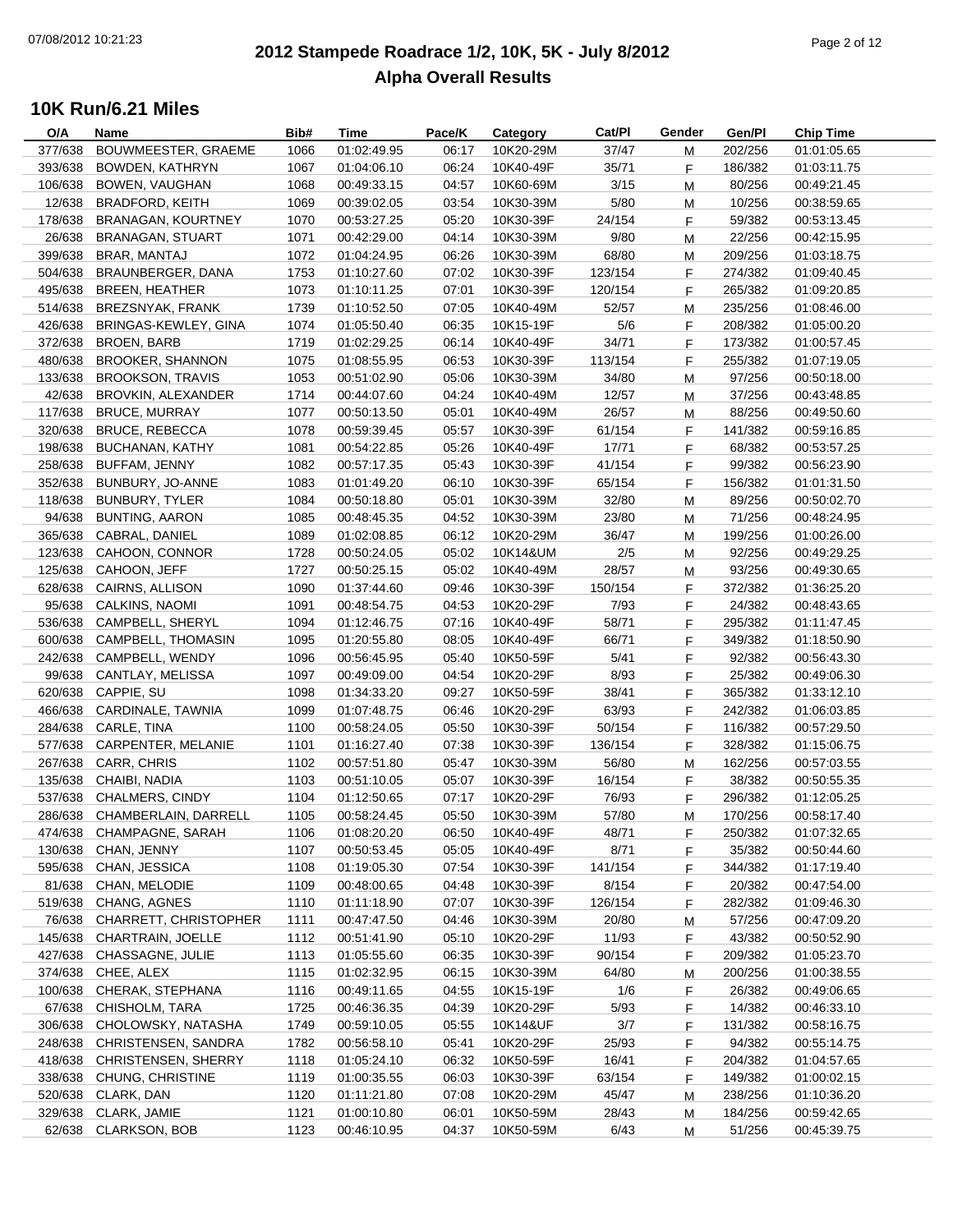# 2012 Stampede Roadrace 1/2, 10K, 5K - July 8/2012

## Alpha Overall Results

### 10K Run/6.21 Miles

| O/A | Name | Bib# | Time | Pace/K | Category | Cat/Pl | Gender | Gen/Pl | Chip Time |
|---|---|---|---|---|---|---|---|---|---|
| 377/638 | BOUWMEESTER, GRAEME | 1066 | 01:02:49.95 | 06:17 | 10K20-29M | 37/47 | M | 202/256 | 01:01:05.65 |
| 393/638 | BOWDEN, KATHRYN | 1067 | 01:04:06.10 | 06:24 | 10K40-49F | 35/71 | F | 186/382 | 01:03:11.75 |
| 106/638 | BOWEN, VAUGHAN | 1068 | 00:49:33.15 | 04:57 | 10K60-69M | 3/15 | M | 80/256 | 00:49:21.45 |
| 12/638 | BRADFORD, KEITH | 1069 | 00:39:02.05 | 03:54 | 10K30-39M | 5/80 | M | 10/256 | 00:38:59.65 |
| 178/638 | BRANAGAN, KOURTNEY | 1070 | 00:53:27.25 | 05:20 | 10K30-39F | 24/154 | F | 59/382 | 00:53:13.45 |
| 26/638 | BRANAGAN, STUART | 1071 | 00:42:29.00 | 04:14 | 10K30-39M | 9/80 | M | 22/256 | 00:42:15.95 |
| 399/638 | BRAR, MANTAJ | 1072 | 01:04:24.95 | 06:26 | 10K30-39M | 68/80 | M | 209/256 | 01:03:18.75 |
| 504/638 | BRAUNBERGER, DANA | 1753 | 01:10:27.60 | 07:02 | 10K30-39F | 123/154 | F | 274/382 | 01:09:40.45 |
| 495/638 | BREEN, HEATHER | 1073 | 01:10:11.25 | 07:01 | 10K30-39F | 120/154 | F | 265/382 | 01:09:20.85 |
| 514/638 | BREZSNYAK, FRANK | 1739 | 01:10:52.50 | 07:05 | 10K40-49M | 52/57 | M | 235/256 | 01:08:46.00 |
| 426/638 | BRINGAS-KEWLEY, GINA | 1074 | 01:05:50.40 | 06:35 | 10K15-19F | 5/6 | F | 208/382 | 01:05:00.20 |
| 372/638 | BROEN, BARB | 1719 | 01:02:29.25 | 06:14 | 10K40-49F | 34/71 | F | 173/382 | 01:00:57.45 |
| 480/638 | BROOKER, SHANNON | 1075 | 01:08:55.95 | 06:53 | 10K30-39F | 113/154 | F | 255/382 | 01:07:19.05 |
| 133/638 | BROOKSON, TRAVIS | 1053 | 00:51:02.90 | 05:06 | 10K30-39M | 34/80 | M | 97/256 | 00:50:18.00 |
| 42/638 | BROVKIN, ALEXANDER | 1714 | 00:44:07.60 | 04:24 | 10K40-49M | 12/57 | M | 37/256 | 00:43:48.85 |
| 117/638 | BRUCE, MURRAY | 1077 | 00:50:13.50 | 05:01 | 10K40-49M | 26/57 | M | 88/256 | 00:49:50.60 |
| 320/638 | BRUCE, REBECCA | 1078 | 00:59:39.45 | 05:57 | 10K30-39F | 61/154 | F | 141/382 | 00:59:16.85 |
| 198/638 | BUCHANAN, KATHY | 1081 | 00:54:22.85 | 05:26 | 10K40-49F | 17/71 | F | 68/382 | 00:53:57.25 |
| 258/638 | BUFFAM, JENNY | 1082 | 00:57:17.35 | 05:43 | 10K30-39F | 41/154 | F | 99/382 | 00:56:23.90 |
| 352/638 | BUNBURY, JO-ANNE | 1083 | 01:01:49.20 | 06:10 | 10K30-39F | 65/154 | F | 156/382 | 01:01:31.50 |
| 118/638 | BUNBURY, TYLER | 1084 | 00:50:18.80 | 05:01 | 10K30-39M | 32/80 | M | 89/256 | 00:50:02.70 |
| 94/638 | BUNTING, AARON | 1085 | 00:48:45.35 | 04:52 | 10K30-39M | 23/80 | M | 71/256 | 00:48:24.95 |
| 365/638 | CABRAL, DANIEL | 1089 | 01:02:08.85 | 06:12 | 10K20-29M | 36/47 | M | 199/256 | 01:00:26.00 |
| 123/638 | CAHOON, CONNOR | 1728 | 00:50:24.05 | 05:02 | 10K14&UM | 2/5 | M | 92/256 | 00:49:29.25 |
| 125/638 | CAHOON, JEFF | 1727 | 00:50:25.15 | 05:02 | 10K40-49M | 28/57 | M | 93/256 | 00:49:30.65 |
| 628/638 | CAIRNS, ALLISON | 1090 | 01:37:44.60 | 09:46 | 10K30-39F | 150/154 | F | 372/382 | 01:36:25.20 |
| 95/638 | CALKINS, NAOMI | 1091 | 00:48:54.75 | 04:53 | 10K20-29F | 7/93 | F | 24/382 | 00:48:43.65 |
| 536/638 | CAMPBELL, SHERYL | 1094 | 01:12:46.75 | 07:16 | 10K40-49F | 58/71 | F | 295/382 | 01:11:47.45 |
| 600/638 | CAMPBELL, THOMASIN | 1095 | 01:20:55.80 | 08:05 | 10K40-49F | 66/71 | F | 349/382 | 01:18:50.90 |
| 242/638 | CAMPBELL, WENDY | 1096 | 00:56:45.95 | 05:40 | 10K50-59F | 5/41 | F | 92/382 | 00:56:43.30 |
| 99/638 | CANTLAY, MELISSA | 1097 | 00:49:09.00 | 04:54 | 10K20-29F | 8/93 | F | 25/382 | 00:49:06.30 |
| 620/638 | CAPPIE, SU | 1098 | 01:34:33.20 | 09:27 | 10K50-59F | 38/41 | F | 365/382 | 01:33:12.10 |
| 466/638 | CARDINALE, TAWNIA | 1099 | 01:07:48.75 | 06:46 | 10K20-29F | 63/93 | F | 242/382 | 01:06:03.85 |
| 284/638 | CARLE, TINA | 1100 | 00:58:24.05 | 05:50 | 10K30-39F | 50/154 | F | 116/382 | 00:57:29.50 |
| 577/638 | CARPENTER, MELANIE | 1101 | 01:16:27.40 | 07:38 | 10K30-39F | 136/154 | F | 328/382 | 01:15:06.75 |
| 267/638 | CARR, CHRIS | 1102 | 00:57:51.80 | 05:47 | 10K30-39M | 56/80 | M | 162/256 | 00:57:03.55 |
| 135/638 | CHAIBI, NADIA | 1103 | 00:51:10.05 | 05:07 | 10K30-39F | 16/154 | F | 38/382 | 00:50:55.35 |
| 537/638 | CHALMERS, CINDY | 1104 | 01:12:50.65 | 07:17 | 10K20-29F | 76/93 | F | 296/382 | 01:12:05.25 |
| 286/638 | CHAMBERLAIN, DARRELL | 1105 | 00:58:24.45 | 05:50 | 10K30-39M | 57/80 | M | 170/256 | 00:58:17.40 |
| 474/638 | CHAMPAGNE, SARAH | 1106 | 01:08:20.20 | 06:50 | 10K40-49F | 48/71 | F | 250/382 | 01:07:32.65 |
| 130/638 | CHAN, JENNY | 1107 | 00:50:53.45 | 05:05 | 10K40-49F | 8/71 | F | 35/382 | 00:50:44.60 |
| 595/638 | CHAN, JESSICA | 1108 | 01:19:05.30 | 07:54 | 10K30-39F | 141/154 | F | 344/382 | 01:17:19.40 |
| 81/638 | CHAN, MELODIE | 1109 | 00:48:00.65 | 04:48 | 10K30-39F | 8/154 | F | 20/382 | 00:47:54.00 |
| 519/638 | CHANG, AGNES | 1110 | 01:11:18.90 | 07:07 | 10K30-39F | 126/154 | F | 282/382 | 01:09:46.30 |
| 76/638 | CHARRETT, CHRISTOPHER | 1111 | 00:47:47.50 | 04:46 | 10K30-39M | 20/80 | M | 57/256 | 00:47:09.20 |
| 145/638 | CHARTRAIN, JOELLE | 1112 | 00:51:41.90 | 05:10 | 10K20-29F | 11/93 | F | 43/382 | 00:50:52.90 |
| 427/638 | CHASSAGNE, JULIE | 1113 | 01:05:55.60 | 06:35 | 10K30-39F | 90/154 | F | 209/382 | 01:05:23.70 |
| 374/638 | CHEE, ALEX | 1115 | 01:02:32.95 | 06:15 | 10K30-39M | 64/80 | M | 200/256 | 01:00:38.55 |
| 100/638 | CHERAK, STEPHANA | 1116 | 00:49:11.65 | 04:55 | 10K15-19F | 1/6 | F | 26/382 | 00:49:06.65 |
| 67/638 | CHISHOLM, TARA | 1725 | 00:46:36.35 | 04:39 | 10K20-29F | 5/93 | F | 14/382 | 00:46:33.10 |
| 306/638 | CHOLOWSKY, NATASHA | 1749 | 00:59:10.05 | 05:55 | 10K14&UF | 3/7 | F | 131/382 | 00:58:16.75 |
| 248/638 | CHRISTENSEN, SANDRA | 1782 | 00:56:58.10 | 05:41 | 10K20-29F | 25/93 | F | 94/382 | 00:55:14.75 |
| 418/638 | CHRISTENSEN, SHERRY | 1118 | 01:05:24.10 | 06:32 | 10K50-59F | 16/41 | F | 204/382 | 01:04:57.65 |
| 338/638 | CHUNG, CHRISTINE | 1119 | 01:00:35.55 | 06:03 | 10K30-39F | 63/154 | F | 149/382 | 01:00:02.15 |
| 520/638 | CLARK, DAN | 1120 | 01:11:21.80 | 07:08 | 10K20-29M | 45/47 | M | 238/256 | 01:10:36.20 |
| 329/638 | CLARK, JAMIE | 1121 | 01:00:10.80 | 06:01 | 10K50-59M | 28/43 | M | 184/256 | 00:59:42.65 |
| 62/638 | CLARKSON, BOB | 1123 | 00:46:10.95 | 04:37 | 10K50-59M | 6/43 | M | 51/256 | 00:45:39.75 |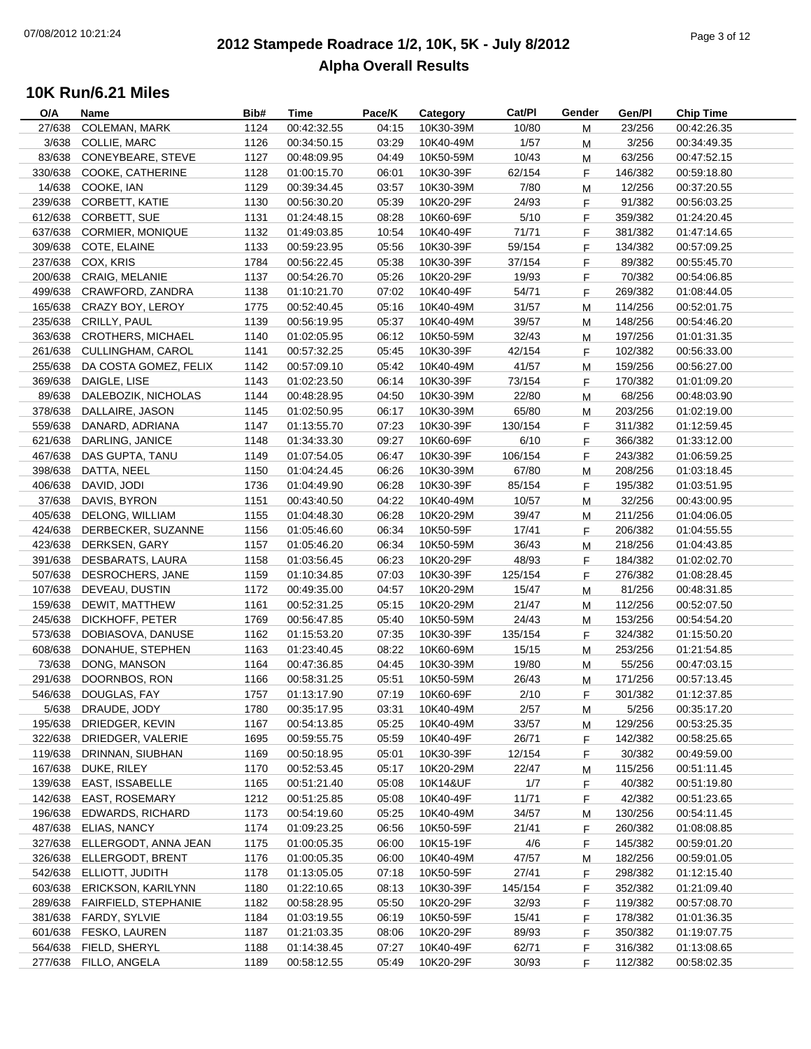# 2012 Stampede Roadrace 1/2, 10K, 5K - July 8/2012

## Alpha Overall Results

### 10K Run/6.21 Miles

| O/A | Name | Bib# | Time | Pace/K | Category | Cat/Pl | Gender | Gen/Pl | Chip Time |
|---|---|---|---|---|---|---|---|---|---|
| 27/638 | COLEMAN, MARK | 1124 | 00:42:32.55 | 04:15 | 10K30-39M | 10/80 | M | 23/256 | 00:42:26.35 |
| 3/638 | COLLIE, MARC | 1126 | 00:34:50.15 | 03:29 | 10K40-49M | 1/57 | M | 3/256 | 00:34:49.35 |
| 83/638 | CONEYBEARE, STEVE | 1127 | 00:48:09.95 | 04:49 | 10K50-59M | 10/43 | M | 63/256 | 00:47:52.15 |
| 330/638 | COOKE, CATHERINE | 1128 | 01:00:15.70 | 06:01 | 10K30-39F | 62/154 | F | 146/382 | 00:59:18.80 |
| 14/638 | COOKE, IAN | 1129 | 00:39:34.45 | 03:57 | 10K30-39M | 7/80 | M | 12/256 | 00:37:20.55 |
| 239/638 | CORBETT, KATIE | 1130 | 00:56:30.20 | 05:39 | 10K20-29F | 24/93 | F | 91/382 | 00:56:03.25 |
| 612/638 | CORBETT, SUE | 1131 | 01:24:48.15 | 08:28 | 10K60-69F | 5/10 | F | 359/382 | 01:24:20.45 |
| 637/638 | CORMIER, MONIQUE | 1132 | 01:49:03.85 | 10:54 | 10K40-49F | 71/71 | F | 381/382 | 01:47:14.65 |
| 309/638 | COTE, ELAINE | 1133 | 00:59:23.95 | 05:56 | 10K30-39F | 59/154 | F | 134/382 | 00:57:09.25 |
| 237/638 | COX, KRIS | 1784 | 00:56:22.45 | 05:38 | 10K30-39F | 37/154 | F | 89/382 | 00:55:45.70 |
| 200/638 | CRAIG, MELANIE | 1137 | 00:54:26.70 | 05:26 | 10K20-29F | 19/93 | F | 70/382 | 00:54:06.85 |
| 499/638 | CRAWFORD, ZANDRA | 1138 | 01:10:21.70 | 07:02 | 10K40-49F | 54/71 | F | 269/382 | 01:08:44.05 |
| 165/638 | CRAZY BOY, LEROY | 1775 | 00:52:40.45 | 05:16 | 10K40-49M | 31/57 | M | 114/256 | 00:52:01.75 |
| 235/638 | CRILLY, PAUL | 1139 | 00:56:19.95 | 05:37 | 10K40-49M | 39/57 | M | 148/256 | 00:54:46.20 |
| 363/638 | CROTHERS, MICHAEL | 1140 | 01:02:05.95 | 06:12 | 10K50-59M | 32/43 | M | 197/256 | 01:01:31.35 |
| 261/638 | CULLINGHAM, CAROL | 1141 | 00:57:32.25 | 05:45 | 10K30-39F | 42/154 | F | 102/382 | 00:56:33.00 |
| 255/638 | DA COSTA GOMEZ, FELIX | 1142 | 00:57:09.10 | 05:42 | 10K40-49M | 41/57 | M | 159/256 | 00:56:27.00 |
| 369/638 | DAIGLE, LISE | 1143 | 01:02:23.50 | 06:14 | 10K30-39F | 73/154 | F | 170/382 | 01:01:09.20 |
| 89/638 | DALEBOZIK, NICHOLAS | 1144 | 00:48:28.95 | 04:50 | 10K30-39M | 22/80 | M | 68/256 | 00:48:03.90 |
| 378/638 | DALLAIRE, JASON | 1145 | 01:02:50.95 | 06:17 | 10K30-39M | 65/80 | M | 203/256 | 01:02:19.00 |
| 559/638 | DANARD, ADRIANA | 1147 | 01:13:55.70 | 07:23 | 10K30-39F | 130/154 | F | 311/382 | 01:12:59.45 |
| 621/638 | DARLING, JANICE | 1148 | 01:34:33.30 | 09:27 | 10K60-69F | 6/10 | F | 366/382 | 01:33:12.00 |
| 467/638 | DAS GUPTA, TANU | 1149 | 01:07:54.05 | 06:47 | 10K30-39F | 106/154 | F | 243/382 | 01:06:59.25 |
| 398/638 | DATTA, NEEL | 1150 | 01:04:24.45 | 06:26 | 10K30-39M | 67/80 | M | 208/256 | 01:03:18.45 |
| 406/638 | DAVID, JODI | 1736 | 01:04:49.90 | 06:28 | 10K30-39F | 85/154 | F | 195/382 | 01:03:51.95 |
| 37/638 | DAVIS, BYRON | 1151 | 00:43:40.50 | 04:22 | 10K40-49M | 10/57 | M | 32/256 | 00:43:00.95 |
| 405/638 | DELONG, WILLIAM | 1155 | 01:04:48.30 | 06:28 | 10K20-29M | 39/47 | M | 211/256 | 01:04:06.05 |
| 424/638 | DERBECKER, SUZANNE | 1156 | 01:05:46.60 | 06:34 | 10K50-59F | 17/41 | F | 206/382 | 01:04:55.55 |
| 423/638 | DERKSEN, GARY | 1157 | 01:05:46.20 | 06:34 | 10K50-59M | 36/43 | M | 218/256 | 01:04:43.85 |
| 391/638 | DESBARATS, LAURA | 1158 | 01:03:56.45 | 06:23 | 10K20-29F | 48/93 | F | 184/382 | 01:02:02.70 |
| 507/638 | DESROCHERS, JANE | 1159 | 01:10:34.85 | 07:03 | 10K30-39F | 125/154 | F | 276/382 | 01:08:28.45 |
| 107/638 | DEVEAU, DUSTIN | 1172 | 00:49:35.00 | 04:57 | 10K20-29M | 15/47 | M | 81/256 | 00:48:31.85 |
| 159/638 | DEWIT, MATTHEW | 1161 | 00:52:31.25 | 05:15 | 10K20-29M | 21/47 | M | 112/256 | 00:52:07.50 |
| 245/638 | DICKHOFF, PETER | 1769 | 00:56:47.85 | 05:40 | 10K50-59M | 24/43 | M | 153/256 | 00:54:54.20 |
| 573/638 | DOBIASOVA, DANUSE | 1162 | 01:15:53.20 | 07:35 | 10K30-39F | 135/154 | F | 324/382 | 01:15:50.20 |
| 608/638 | DONAHUE, STEPHEN | 1163 | 01:23:40.45 | 08:22 | 10K60-69M | 15/15 | M | 253/256 | 01:21:54.85 |
| 73/638 | DONG, MANSON | 1164 | 00:47:36.85 | 04:45 | 10K30-39M | 19/80 | M | 55/256 | 00:47:03.15 |
| 291/638 | DOORNBOS, RON | 1166 | 00:58:31.25 | 05:51 | 10K50-59M | 26/43 | M | 171/256 | 00:57:13.45 |
| 546/638 | DOUGLAS, FAY | 1757 | 01:13:17.90 | 07:19 | 10K60-69F | 2/10 | F | 301/382 | 01:12:37.85 |
| 5/638 | DRAUDE, JODY | 1780 | 00:35:17.95 | 03:31 | 10K40-49M | 2/57 | M | 5/256 | 00:35:17.20 |
| 195/638 | DRIEDGER, KEVIN | 1167 | 00:54:13.85 | 05:25 | 10K40-49M | 33/57 | M | 129/256 | 00:53:25.35 |
| 322/638 | DRIEDGER, VALERIE | 1695 | 00:59:55.75 | 05:59 | 10K40-49F | 26/71 | F | 142/382 | 00:58:25.65 |
| 119/638 | DRINNAN, SIUBHAN | 1169 | 00:50:18.95 | 05:01 | 10K30-39F | 12/154 | F | 30/382 | 00:49:59.00 |
| 167/638 | DUKE, RILEY | 1170 | 00:52:53.45 | 05:17 | 10K20-29M | 22/47 | M | 115/256 | 00:51:11.45 |
| 139/638 | EAST, ISSABELLE | 1165 | 00:51:21.40 | 05:08 | 10K14&UF | 1/7 | F | 40/382 | 00:51:19.80 |
| 142/638 | EAST, ROSEMARY | 1212 | 00:51:25.85 | 05:08 | 10K40-49F | 11/71 | F | 42/382 | 00:51:23.65 |
| 196/638 | EDWARDS, RICHARD | 1173 | 00:54:19.60 | 05:25 | 10K40-49M | 34/57 | M | 130/256 | 00:54:11.45 |
| 487/638 | ELIAS, NANCY | 1174 | 01:09:23.25 | 06:56 | 10K50-59F | 21/41 | F | 260/382 | 01:08:08.85 |
| 327/638 | ELLERGODT, ANNA JEAN | 1175 | 01:00:05.35 | 06:00 | 10K15-19F | 4/6 | F | 145/382 | 00:59:01.20 |
| 326/638 | ELLERGODT, BRENT | 1176 | 01:00:05.35 | 06:00 | 10K40-49M | 47/57 | M | 182/256 | 00:59:01.05 |
| 542/638 | ELLIOTT, JUDITH | 1178 | 01:13:05.05 | 07:18 | 10K50-59F | 27/41 | F | 298/382 | 01:12:15.40 |
| 603/638 | ERICKSON, KARILYNN | 1180 | 01:22:10.65 | 08:13 | 10K30-39F | 145/154 | F | 352/382 | 01:21:09.40 |
| 289/638 | FAIRFIELD, STEPHANIE | 1182 | 00:58:28.95 | 05:50 | 10K20-29F | 32/93 | F | 119/382 | 00:57:08.70 |
| 381/638 | FARDY, SYLVIE | 1184 | 01:03:19.55 | 06:19 | 10K50-59F | 15/41 | F | 178/382 | 01:01:36.35 |
| 601/638 | FESKO, LAUREN | 1187 | 01:21:03.35 | 08:06 | 10K20-29F | 89/93 | F | 350/382 | 01:19:07.75 |
| 564/638 | FIELD, SHERYL | 1188 | 01:14:38.45 | 07:27 | 10K40-49F | 62/71 | F | 316/382 | 01:13:08.65 |
| 277/638 | FILLO, ANGELA | 1189 | 00:58:12.55 | 05:49 | 10K20-29F | 30/93 | F | 112/382 | 00:58:02.35 |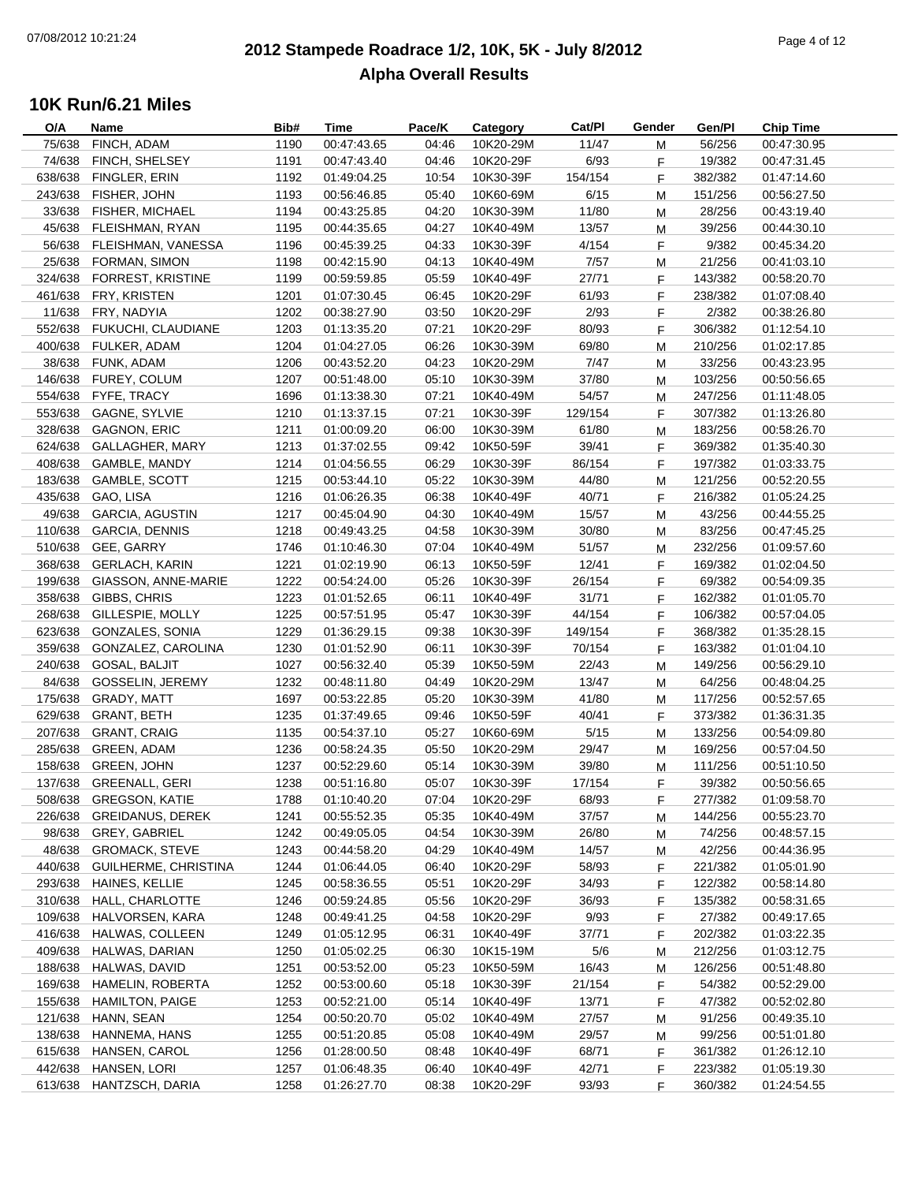# 2012 Stampede Roadrace 1/2, 10K, 5K - July 8/2012

## Alpha Overall Results

### 10K Run/6.21 Miles

| O/A | Name | Bib# | Time | Pace/K | Category | Cat/Pl | Gender | Gen/Pl | Chip Time |
|---|---|---|---|---|---|---|---|---|---|
| 75/638 | FINCH, ADAM | 1190 | 00:47:43.65 | 04:46 | 10K20-29M | 11/47 | M | 56/256 | 00:47:30.95 |
| 74/638 | FINCH, SHELSEY | 1191 | 00:47:43.40 | 04:46 | 10K20-29F | 6/93 | F | 19/382 | 00:47:31.45 |
| 638/638 | FINGLER, ERIN | 1192 | 01:49:04.25 | 10:54 | 10K30-39F | 154/154 | F | 382/382 | 01:47:14.60 |
| 243/638 | FISHER, JOHN | 1193 | 00:56:46.85 | 05:40 | 10K60-69M | 6/15 | M | 151/256 | 00:56:27.50 |
| 33/638 | FISHER, MICHAEL | 1194 | 00:43:25.85 | 04:20 | 10K30-39M | 11/80 | M | 28/256 | 00:43:19.40 |
| 45/638 | FLEISHMAN, RYAN | 1195 | 00:44:35.65 | 04:27 | 10K40-49M | 13/57 | M | 39/256 | 00:44:30.10 |
| 56/638 | FLEISHMAN, VANESSA | 1196 | 00:45:39.25 | 04:33 | 10K30-39F | 4/154 | F | 9/382 | 00:45:34.20 |
| 25/638 | FORMAN, SIMON | 1198 | 00:42:15.90 | 04:13 | 10K40-49M | 7/57 | M | 21/256 | 00:41:03.10 |
| 324/638 | FORREST, KRISTINE | 1199 | 00:59:59.85 | 05:59 | 10K40-49F | 27/71 | F | 143/382 | 00:58:20.70 |
| 461/638 | FRY, KRISTEN | 1201 | 01:07:30.45 | 06:45 | 10K20-29F | 61/93 | F | 238/382 | 01:07:08.40 |
| 11/638 | FRY, NADYIA | 1202 | 00:38:27.90 | 03:50 | 10K20-29F | 2/93 | F | 2/382 | 00:38:26.80 |
| 552/638 | FUKUCHI, CLAUDIANE | 1203 | 01:13:35.20 | 07:21 | 10K20-29F | 80/93 | F | 306/382 | 01:12:54.10 |
| 400/638 | FULKER, ADAM | 1204 | 01:04:27.05 | 06:26 | 10K30-39M | 69/80 | M | 210/256 | 01:02:17.85 |
| 38/638 | FUNK, ADAM | 1206 | 00:43:52.20 | 04:23 | 10K20-29M | 7/47 | M | 33/256 | 00:43:23.95 |
| 146/638 | FUREY, COLUM | 1207 | 00:51:48.00 | 05:10 | 10K30-39M | 37/80 | M | 103/256 | 00:50:56.65 |
| 554/638 | FYFE, TRACY | 1696 | 01:13:38.30 | 07:21 | 10K40-49M | 54/57 | M | 247/256 | 01:11:48.05 |
| 553/638 | GAGNE, SYLVIE | 1210 | 01:13:37.15 | 07:21 | 10K30-39F | 129/154 | F | 307/382 | 01:13:26.80 |
| 328/638 | GAGNON, ERIC | 1211 | 01:00:09.20 | 06:00 | 10K30-39M | 61/80 | M | 183/256 | 00:58:26.70 |
| 624/638 | GALLAGHER, MARY | 1213 | 01:37:02.55 | 09:42 | 10K50-59F | 39/41 | F | 369/382 | 01:35:40.30 |
| 408/638 | GAMBLE, MANDY | 1214 | 01:04:56.55 | 06:29 | 10K30-39F | 86/154 | F | 197/382 | 01:03:33.75 |
| 183/638 | GAMBLE, SCOTT | 1215 | 00:53:44.10 | 05:22 | 10K30-39M | 44/80 | M | 121/256 | 00:52:20.55 |
| 435/638 | GAO, LISA | 1216 | 01:06:26.35 | 06:38 | 10K40-49F | 40/71 | F | 216/382 | 01:05:24.25 |
| 49/638 | GARCIA, AGUSTIN | 1217 | 00:45:04.90 | 04:30 | 10K40-49M | 15/57 | M | 43/256 | 00:44:55.25 |
| 110/638 | GARCIA, DENNIS | 1218 | 00:49:43.25 | 04:58 | 10K30-39M | 30/80 | M | 83/256 | 00:47:45.25 |
| 510/638 | GEE, GARRY | 1746 | 01:10:46.30 | 07:04 | 10K40-49M | 51/57 | M | 232/256 | 01:09:57.60 |
| 368/638 | GERLACH, KARIN | 1221 | 01:02:19.90 | 06:13 | 10K50-59F | 12/41 | F | 169/382 | 01:02:04.50 |
| 199/638 | GIASSON, ANNE-MARIE | 1222 | 00:54:24.00 | 05:26 | 10K30-39F | 26/154 | F | 69/382 | 00:54:09.35 |
| 358/638 | GIBBS, CHRIS | 1223 | 01:01:52.65 | 06:11 | 10K40-49F | 31/71 | F | 162/382 | 01:01:05.70 |
| 268/638 | GILLESPIE, MOLLY | 1225 | 00:57:51.95 | 05:47 | 10K30-39F | 44/154 | F | 106/382 | 00:57:04.05 |
| 623/638 | GONZALES, SONIA | 1229 | 01:36:29.15 | 09:38 | 10K30-39F | 149/154 | F | 368/382 | 01:35:28.15 |
| 359/638 | GONZALEZ, CAROLINA | 1230 | 01:01:52.90 | 06:11 | 10K30-39F | 70/154 | F | 163/382 | 01:01:04.10 |
| 240/638 | GOSAL, BALJIT | 1027 | 00:56:32.40 | 05:39 | 10K50-59M | 22/43 | M | 149/256 | 00:56:29.10 |
| 84/638 | GOSSELIN, JEREMY | 1232 | 00:48:11.80 | 04:49 | 10K20-29M | 13/47 | M | 64/256 | 00:48:04.25 |
| 175/638 | GRADY, MATT | 1697 | 00:53:22.85 | 05:20 | 10K30-39M | 41/80 | M | 117/256 | 00:52:57.65 |
| 629/638 | GRANT, BETH | 1235 | 01:37:49.65 | 09:46 | 10K50-59F | 40/41 | F | 373/382 | 01:36:31.35 |
| 207/638 | GRANT, CRAIG | 1135 | 00:54:37.10 | 05:27 | 10K60-69M | 5/15 | M | 133/256 | 00:54:09.80 |
| 285/638 | GREEN, ADAM | 1236 | 00:58:24.35 | 05:50 | 10K20-29M | 29/47 | M | 169/256 | 00:57:04.50 |
| 158/638 | GREEN, JOHN | 1237 | 00:52:29.60 | 05:14 | 10K30-39M | 39/80 | M | 111/256 | 00:51:10.50 |
| 137/638 | GREENALL, GERI | 1238 | 00:51:16.80 | 05:07 | 10K30-39F | 17/154 | F | 39/382 | 00:50:56.65 |
| 508/638 | GREGSON, KATIE | 1788 | 01:10:40.20 | 07:04 | 10K20-29F | 68/93 | F | 277/382 | 01:09:58.70 |
| 226/638 | GREIDANUS, DEREK | 1241 | 00:55:52.35 | 05:35 | 10K40-49M | 37/57 | M | 144/256 | 00:55:23.70 |
| 98/638 | GREY, GABRIEL | 1242 | 00:49:05.05 | 04:54 | 10K30-39M | 26/80 | M | 74/256 | 00:48:57.15 |
| 48/638 | GROMACK, STEVE | 1243 | 00:44:58.20 | 04:29 | 10K40-49M | 14/57 | M | 42/256 | 00:44:36.95 |
| 440/638 | GUILHERME, CHRISTINA | 1244 | 01:06:44.05 | 06:40 | 10K20-29F | 58/93 | F | 221/382 | 01:05:01.90 |
| 293/638 | HAINES, KELLIE | 1245 | 00:58:36.55 | 05:51 | 10K20-29F | 34/93 | F | 122/382 | 00:58:14.80 |
| 310/638 | HALL, CHARLOTTE | 1246 | 00:59:24.85 | 05:56 | 10K20-29F | 36/93 | F | 135/382 | 00:58:31.65 |
| 109/638 | HALVORSEN, KARA | 1248 | 00:49:41.25 | 04:58 | 10K20-29F | 9/93 | F | 27/382 | 00:49:17.65 |
| 416/638 | HALWAS, COLLEEN | 1249 | 01:05:12.95 | 06:31 | 10K40-49F | 37/71 | F | 202/382 | 01:03:22.35 |
| 409/638 | HALWAS, DARIAN | 1250 | 01:05:02.25 | 06:30 | 10K15-19M | 5/6 | M | 212/256 | 01:03:12.75 |
| 188/638 | HALWAS, DAVID | 1251 | 00:53:52.00 | 05:23 | 10K50-59M | 16/43 | M | 126/256 | 00:51:48.80 |
| 169/638 | HAMELIN, ROBERTA | 1252 | 00:53:00.60 | 05:18 | 10K30-39F | 21/154 | F | 54/382 | 00:52:29.00 |
| 155/638 | HAMILTON, PAIGE | 1253 | 00:52:21.00 | 05:14 | 10K40-49F | 13/71 | F | 47/382 | 00:52:02.80 |
| 121/638 | HANN, SEAN | 1254 | 00:50:20.70 | 05:02 | 10K40-49M | 27/57 | M | 91/256 | 00:49:35.10 |
| 138/638 | HANNEMA, HANS | 1255 | 00:51:20.85 | 05:08 | 10K40-49M | 29/57 | M | 99/256 | 00:51:01.80 |
| 615/638 | HANSEN, CAROL | 1256 | 01:28:00.50 | 08:48 | 10K40-49F | 68/71 | F | 361/382 | 01:26:12.10 |
| 442/638 | HANSEN, LORI | 1257 | 01:06:48.35 | 06:40 | 10K40-49F | 42/71 | F | 223/382 | 01:05:19.30 |
| 613/638 | HANTZSCH, DARIA | 1258 | 01:26:27.70 | 08:38 | 10K20-29F | 93/93 | F | 360/382 | 01:24:54.55 |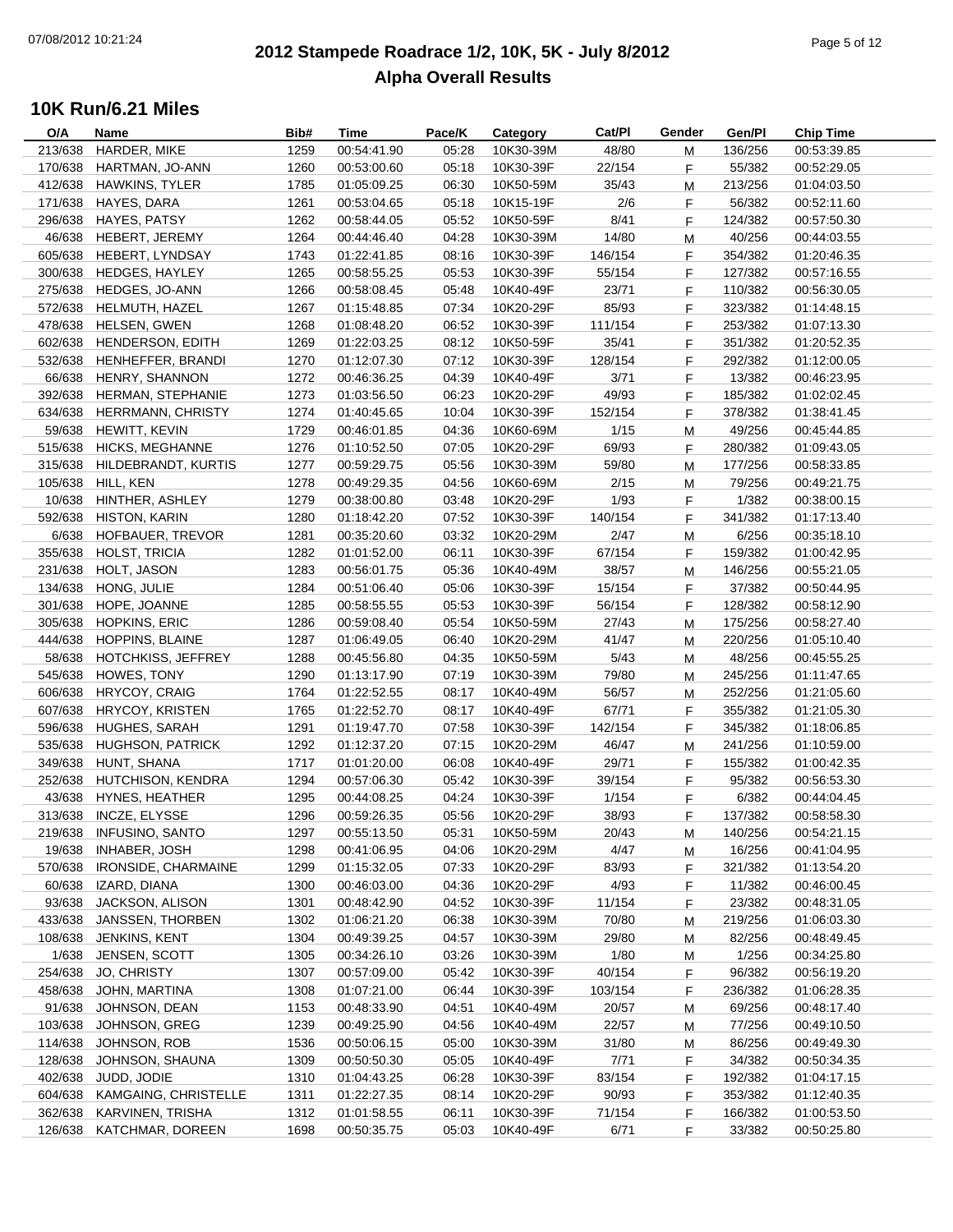# 2012 Stampede Roadrace 1/2, 10K, 5K - July 8/2012

## Alpha Overall Results

### 10K Run/6.21 Miles

| O/A | Name | Bib# | Time | Pace/K | Category | Cat/Pl | Gender | Gen/Pl | Chip Time |
|---|---|---|---|---|---|---|---|---|---|
| 213/638 | HARDER, MIKE | 1259 | 00:54:41.90 | 05:28 | 10K30-39M | 48/80 | M | 136/256 | 00:53:39.85 |
| 170/638 | HARTMAN, JO-ANN | 1260 | 00:53:00.60 | 05:18 | 10K30-39F | 22/154 | F | 55/382 | 00:52:29.05 |
| 412/638 | HAWKINS, TYLER | 1785 | 01:05:09.25 | 06:30 | 10K50-59M | 35/43 | M | 213/256 | 01:04:03.50 |
| 171/638 | HAYES, DARA | 1261 | 00:53:04.65 | 05:18 | 10K15-19F | 2/6 | F | 56/382 | 00:52:11.60 |
| 296/638 | HAYES, PATSY | 1262 | 00:58:44.05 | 05:52 | 10K50-59F | 8/41 | F | 124/382 | 00:57:50.30 |
| 46/638 | HEBERT, JEREMY | 1264 | 00:44:46.40 | 04:28 | 10K30-39M | 14/80 | M | 40/256 | 00:44:03.55 |
| 605/638 | HEBERT, LYNDSAY | 1743 | 01:22:41.85 | 08:16 | 10K30-39F | 146/154 | F | 354/382 | 01:20:46.35 |
| 300/638 | HEDGES, HAYLEY | 1265 | 00:58:55.25 | 05:53 | 10K30-39F | 55/154 | F | 127/382 | 00:57:16.55 |
| 275/638 | HEDGES, JO-ANN | 1266 | 00:58:08.45 | 05:48 | 10K40-49F | 23/71 | F | 110/382 | 00:56:30.05 |
| 572/638 | HELMUTH, HAZEL | 1267 | 01:15:48.85 | 07:34 | 10K20-29F | 85/93 | F | 323/382 | 01:14:48.15 |
| 478/638 | HELSEN, GWEN | 1268 | 01:08:48.20 | 06:52 | 10K30-39F | 111/154 | F | 253/382 | 01:07:13.30 |
| 602/638 | HENDERSON, EDITH | 1269 | 01:22:03.25 | 08:12 | 10K50-59F | 35/41 | F | 351/382 | 01:20:52.35 |
| 532/638 | HENHEFFER, BRANDI | 1270 | 01:12:07.30 | 07:12 | 10K30-39F | 128/154 | F | 292/382 | 01:12:00.05 |
| 66/638 | HENRY, SHANNON | 1272 | 00:46:36.25 | 04:39 | 10K40-49F | 3/71 | F | 13/382 | 00:46:23.95 |
| 392/638 | HERMAN, STEPHANIE | 1273 | 01:03:56.50 | 06:23 | 10K20-29F | 49/93 | F | 185/382 | 01:02:02.45 |
| 634/638 | HERRMANN, CHRISTY | 1274 | 01:40:45.65 | 10:04 | 10K30-39F | 152/154 | F | 378/382 | 01:38:41.45 |
| 59/638 | HEWITT, KEVIN | 1729 | 00:46:01.85 | 04:36 | 10K60-69M | 1/15 | M | 49/256 | 00:45:44.85 |
| 515/638 | HICKS, MEGHANNE | 1276 | 01:10:52.50 | 07:05 | 10K20-29F | 69/93 | F | 280/382 | 01:09:43.05 |
| 315/638 | HILDEBRANDT, KURTIS | 1277 | 00:59:29.75 | 05:56 | 10K30-39M | 59/80 | M | 177/256 | 00:58:33.85 |
| 105/638 | HILL, KEN | 1278 | 00:49:29.35 | 04:56 | 10K60-69M | 2/15 | M | 79/256 | 00:49:21.75 |
| 10/638 | HINTHER, ASHLEY | 1279 | 00:38:00.80 | 03:48 | 10K20-29F | 1/93 | F | 1/382 | 00:38:00.15 |
| 592/638 | HISTON, KARIN | 1280 | 01:18:42.20 | 07:52 | 10K30-39F | 140/154 | F | 341/382 | 01:17:13.40 |
| 6/638 | HOFBAUER, TREVOR | 1281 | 00:35:20.60 | 03:32 | 10K20-29M | 2/47 | M | 6/256 | 00:35:18.10 |
| 355/638 | HOLST, TRICIA | 1282 | 01:01:52.00 | 06:11 | 10K30-39F | 67/154 | F | 159/382 | 01:00:42.95 |
| 231/638 | HOLT, JASON | 1283 | 00:56:01.75 | 05:36 | 10K40-49M | 38/57 | M | 146/256 | 00:55:21.05 |
| 134/638 | HONG, JULIE | 1284 | 00:51:06.40 | 05:06 | 10K30-39F | 15/154 | F | 37/382 | 00:50:44.95 |
| 301/638 | HOPE, JOANNE | 1285 | 00:58:55.55 | 05:53 | 10K30-39F | 56/154 | F | 128/382 | 00:58:12.90 |
| 305/638 | HOPKINS, ERIC | 1286 | 00:59:08.40 | 05:54 | 10K50-59M | 27/43 | M | 175/256 | 00:58:27.40 |
| 444/638 | HOPPINS, BLAINE | 1287 | 01:06:49.05 | 06:40 | 10K20-29M | 41/47 | M | 220/256 | 01:05:10.40 |
| 58/638 | HOTCHKISS, JEFFREY | 1288 | 00:45:56.80 | 04:35 | 10K50-59M | 5/43 | M | 48/256 | 00:45:55.25 |
| 545/638 | HOWES, TONY | 1290 | 01:13:17.90 | 07:19 | 10K30-39M | 79/80 | M | 245/256 | 01:11:47.65 |
| 606/638 | HRYCOY, CRAIG | 1764 | 01:22:52.55 | 08:17 | 10K40-49M | 56/57 | M | 252/256 | 01:21:05.60 |
| 607/638 | HRYCOY, KRISTEN | 1765 | 01:22:52.70 | 08:17 | 10K40-49F | 67/71 | F | 355/382 | 01:21:05.30 |
| 596/638 | HUGHES, SARAH | 1291 | 01:19:47.70 | 07:58 | 10K30-39F | 142/154 | F | 345/382 | 01:18:06.85 |
| 535/638 | HUGHSON, PATRICK | 1292 | 01:12:37.20 | 07:15 | 10K20-29M | 46/47 | M | 241/256 | 01:10:59.00 |
| 349/638 | HUNT, SHANA | 1717 | 01:01:20.00 | 06:08 | 10K40-49F | 29/71 | F | 155/382 | 01:00:42.35 |
| 252/638 | HUTCHISON, KENDRA | 1294 | 00:57:06.30 | 05:42 | 10K30-39F | 39/154 | F | 95/382 | 00:56:53.30 |
| 43/638 | HYNES, HEATHER | 1295 | 00:44:08.25 | 04:24 | 10K30-39F | 1/154 | F | 6/382 | 00:44:04.45 |
| 313/638 | INCZE, ELYSSE | 1296 | 00:59:26.35 | 05:56 | 10K20-29F | 38/93 | F | 137/382 | 00:58:58.30 |
| 219/638 | INFUSINO, SANTO | 1297 | 00:55:13.50 | 05:31 | 10K50-59M | 20/43 | M | 140/256 | 00:54:21.15 |
| 19/638 | INHABER, JOSH | 1298 | 00:41:06.95 | 04:06 | 10K20-29M | 4/47 | M | 16/256 | 00:41:04.95 |
| 570/638 | IRONSIDE, CHARMAINE | 1299 | 01:15:32.05 | 07:33 | 10K20-29F | 83/93 | F | 321/382 | 01:13:54.20 |
| 60/638 | IZARD, DIANA | 1300 | 00:46:03.00 | 04:36 | 10K20-29F | 4/93 | F | 11/382 | 00:46:00.45 |
| 93/638 | JACKSON, ALISON | 1301 | 00:48:42.90 | 04:52 | 10K30-39F | 11/154 | F | 23/382 | 00:48:31.05 |
| 433/638 | JANSSEN, THORBEN | 1302 | 01:06:21.20 | 06:38 | 10K30-39M | 70/80 | M | 219/256 | 01:06:03.30 |
| 108/638 | JENKINS, KENT | 1304 | 00:49:39.25 | 04:57 | 10K30-39M | 29/80 | M | 82/256 | 00:48:49.45 |
| 1/638 | JENSEN, SCOTT | 1305 | 00:34:26.10 | 03:26 | 10K30-39M | 1/80 | M | 1/256 | 00:34:25.80 |
| 254/638 | JO, CHRISTY | 1307 | 00:57:09.00 | 05:42 | 10K30-39F | 40/154 | F | 96/382 | 00:56:19.20 |
| 458/638 | JOHN, MARTINA | 1308 | 01:07:21.00 | 06:44 | 10K30-39F | 103/154 | F | 236/382 | 01:06:28.35 |
| 91/638 | JOHNSON, DEAN | 1153 | 00:48:33.90 | 04:51 | 10K40-49M | 20/57 | M | 69/256 | 00:48:17.40 |
| 103/638 | JOHNSON, GREG | 1239 | 00:49:25.90 | 04:56 | 10K40-49M | 22/57 | M | 77/256 | 00:49:10.50 |
| 114/638 | JOHNSON, ROB | 1536 | 00:50:06.15 | 05:00 | 10K30-39M | 31/80 | M | 86/256 | 00:49:49.30 |
| 128/638 | JOHNSON, SHAUNA | 1309 | 00:50:50.30 | 05:05 | 10K40-49F | 7/71 | F | 34/382 | 00:50:34.35 |
| 402/638 | JUDD, JODIE | 1310 | 01:04:43.25 | 06:28 | 10K30-39F | 83/154 | F | 192/382 | 01:04:17.15 |
| 604/638 | KAMGAING, CHRISTELLE | 1311 | 01:22:27.35 | 08:14 | 10K20-29F | 90/93 | F | 353/382 | 01:12:40.35 |
| 362/638 | KARVINEN, TRISHA | 1312 | 01:01:58.55 | 06:11 | 10K30-39F | 71/154 | F | 166/382 | 01:00:53.50 |
| 126/638 | KATCHMAR, DOREEN | 1698 | 00:50:35.75 | 05:03 | 10K40-49F | 6/71 | F | 33/382 | 00:50:25.80 |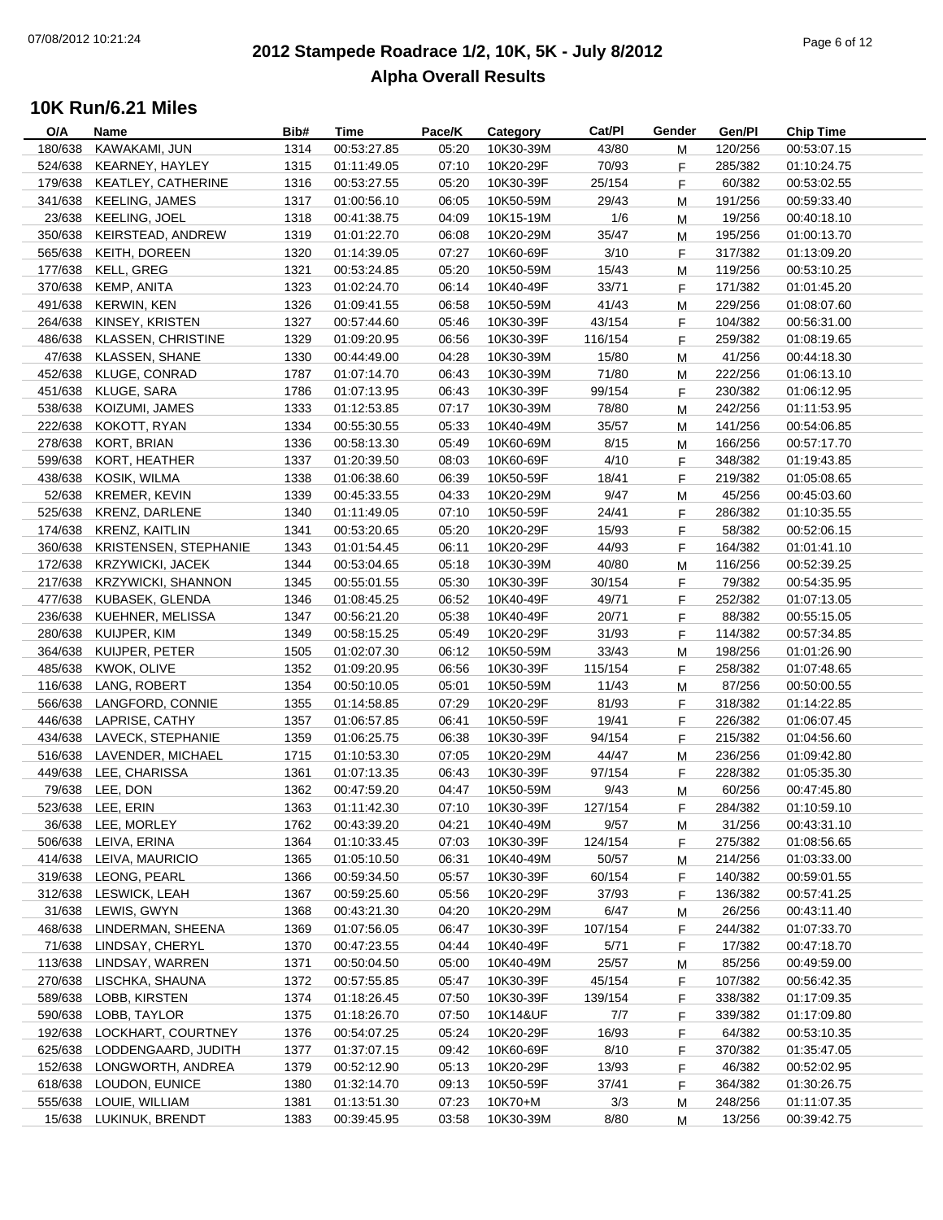# 2012 Stampede Roadrace 1/2, 10K, 5K - July 8/2012

## Alpha Overall Results

### 10K Run/6.21 Miles

| O/A | Name | Bib# | Time | Pace/K | Category | Cat/Pl | Gender | Gen/Pl | Chip Time |
|---|---|---|---|---|---|---|---|---|---|
| 180/638 | KAWAKAMI, JUN | 1314 | 00:53:27.85 | 05:20 | 10K30-39M | 43/80 | M | 120/256 | 00:53:07.15 |
| 524/638 | KEARNEY, HAYLEY | 1315 | 01:11:49.05 | 07:10 | 10K20-29F | 70/93 | F | 285/382 | 01:10:24.75 |
| 179/638 | KEATLEY, CATHERINE | 1316 | 00:53:27.55 | 05:20 | 10K30-39F | 25/154 | F | 60/382 | 00:53:02.55 |
| 341/638 | KEELING, JAMES | 1317 | 01:00:56.10 | 06:05 | 10K50-59M | 29/43 | M | 191/256 | 00:59:33.40 |
| 23/638 | KEELING, JOEL | 1318 | 00:41:38.75 | 04:09 | 10K15-19M | 1/6 | M | 19/256 | 00:40:18.10 |
| 350/638 | KEIRSTEAD, ANDREW | 1319 | 01:01:22.70 | 06:08 | 10K20-29M | 35/47 | M | 195/256 | 01:00:13.70 |
| 565/638 | KEITH, DOREEN | 1320 | 01:14:39.05 | 07:27 | 10K60-69F | 3/10 | F | 317/382 | 01:13:09.20 |
| 177/638 | KELL, GREG | 1321 | 00:53:24.85 | 05:20 | 10K50-59M | 15/43 | M | 119/256 | 00:53:10.25 |
| 370/638 | KEMP, ANITA | 1323 | 01:02:24.70 | 06:14 | 10K40-49F | 33/71 | F | 171/382 | 01:01:45.20 |
| 491/638 | KERWIN, KEN | 1326 | 01:09:41.55 | 06:58 | 10K50-59M | 41/43 | M | 229/256 | 01:08:07.60 |
| 264/638 | KINSEY, KRISTEN | 1327 | 00:57:44.60 | 05:46 | 10K30-39F | 43/154 | F | 104/382 | 00:56:31.00 |
| 486/638 | KLASSEN, CHRISTINE | 1329 | 01:09:20.95 | 06:56 | 10K30-39F | 116/154 | F | 259/382 | 01:08:19.65 |
| 47/638 | KLASSEN, SHANE | 1330 | 00:44:49.00 | 04:28 | 10K30-39M | 15/80 | M | 41/256 | 00:44:18.30 |
| 452/638 | KLUGE, CONRAD | 1787 | 01:07:14.70 | 06:43 | 10K30-39M | 71/80 | M | 222/256 | 01:06:13.10 |
| 451/638 | KLUGE, SARA | 1786 | 01:07:13.95 | 06:43 | 10K30-39F | 99/154 | F | 230/382 | 01:06:12.95 |
| 538/638 | KOIZUMI, JAMES | 1333 | 01:12:53.85 | 07:17 | 10K30-39M | 78/80 | M | 242/256 | 01:11:53.95 |
| 222/638 | KOKOTT, RYAN | 1334 | 00:55:30.55 | 05:33 | 10K40-49M | 35/57 | M | 141/256 | 00:54:06.85 |
| 278/638 | KORT, BRIAN | 1336 | 00:58:13.30 | 05:49 | 10K60-69M | 8/15 | M | 166/256 | 00:57:17.70 |
| 599/638 | KORT, HEATHER | 1337 | 01:20:39.50 | 08:03 | 10K60-69F | 4/10 | F | 348/382 | 01:19:43.85 |
| 438/638 | KOSIK, WILMA | 1338 | 01:06:38.60 | 06:39 | 10K50-59F | 18/41 | F | 219/382 | 01:05:08.65 |
| 52/638 | KREMER, KEVIN | 1339 | 00:45:33.55 | 04:33 | 10K20-29M | 9/47 | M | 45/256 | 00:45:03.60 |
| 525/638 | KRENZ, DARLENE | 1340 | 01:11:49.05 | 07:10 | 10K50-59F | 24/41 | F | 286/382 | 01:10:35.55 |
| 174/638 | KRENZ, KAITLIN | 1341 | 00:53:20.65 | 05:20 | 10K20-29F | 15/93 | F | 58/382 | 00:52:06.15 |
| 360/638 | KRISTENSEN, STEPHANIE | 1343 | 01:01:54.45 | 06:11 | 10K20-29F | 44/93 | F | 164/382 | 01:01:41.10 |
| 172/638 | KRZYWICKI, JACEK | 1344 | 00:53:04.65 | 05:18 | 10K30-39M | 40/80 | M | 116/256 | 00:52:39.25 |
| 217/638 | KRZYWICKI, SHANNON | 1345 | 00:55:01.55 | 05:30 | 10K30-39F | 30/154 | F | 79/382 | 00:54:35.95 |
| 477/638 | KUBASEK, GLENDA | 1346 | 01:08:45.25 | 06:52 | 10K40-49F | 49/71 | F | 252/382 | 01:07:13.05 |
| 236/638 | KUEHNER, MELISSA | 1347 | 00:56:21.20 | 05:38 | 10K40-49F | 20/71 | F | 88/382 | 00:55:15.05 |
| 280/638 | KUIJPER, KIM | 1349 | 00:58:15.25 | 05:49 | 10K20-29F | 31/93 | F | 114/382 | 00:57:34.85 |
| 364/638 | KUIJPER, PETER | 1505 | 01:02:07.30 | 06:12 | 10K50-59M | 33/43 | M | 198/256 | 01:01:26.90 |
| 485/638 | KWOK, OLIVE | 1352 | 01:09:20.95 | 06:56 | 10K30-39F | 115/154 | F | 258/382 | 01:07:48.65 |
| 116/638 | LANG, ROBERT | 1354 | 00:50:10.05 | 05:01 | 10K50-59M | 11/43 | M | 87/256 | 00:50:00.55 |
| 566/638 | LANGFORD, CONNIE | 1355 | 01:14:58.85 | 07:29 | 10K20-29F | 81/93 | F | 318/382 | 01:14:22.85 |
| 446/638 | LAPRISE, CATHY | 1357 | 01:06:57.85 | 06:41 | 10K50-59F | 19/41 | F | 226/382 | 01:06:07.45 |
| 434/638 | LAVECK, STEPHANIE | 1359 | 01:06:25.75 | 06:38 | 10K30-39F | 94/154 | F | 215/382 | 01:04:56.60 |
| 516/638 | LAVENDER, MICHAEL | 1715 | 01:10:53.30 | 07:05 | 10K20-29M | 44/47 | M | 236/256 | 01:09:42.80 |
| 449/638 | LEE, CHARISSA | 1361 | 01:07:13.35 | 06:43 | 10K30-39F | 97/154 | F | 228/382 | 01:05:35.30 |
| 79/638 | LEE, DON | 1362 | 00:47:59.20 | 04:47 | 10K50-59M | 9/43 | M | 60/256 | 00:47:45.80 |
| 523/638 | LEE, ERIN | 1363 | 01:11:42.30 | 07:10 | 10K30-39F | 127/154 | F | 284/382 | 01:10:59.10 |
| 36/638 | LEE, MORLEY | 1762 | 00:43:39.20 | 04:21 | 10K40-49M | 9/57 | M | 31/256 | 00:43:31.10 |
| 506/638 | LEIVA, ERINA | 1364 | 01:10:33.45 | 07:03 | 10K30-39F | 124/154 | F | 275/382 | 01:08:56.65 |
| 414/638 | LEIVA, MAURICIO | 1365 | 01:05:10.50 | 06:31 | 10K40-49M | 50/57 | M | 214/256 | 01:03:33.00 |
| 319/638 | LEONG, PEARL | 1366 | 00:59:34.50 | 05:57 | 10K30-39F | 60/154 | F | 140/382 | 00:59:01.55 |
| 312/638 | LESWICK, LEAH | 1367 | 00:59:25.60 | 05:56 | 10K20-29F | 37/93 | F | 136/382 | 00:57:41.25 |
| 31/638 | LEWIS, GWYN | 1368 | 00:43:21.30 | 04:20 | 10K20-29M | 6/47 | M | 26/256 | 00:43:11.40 |
| 468/638 | LINDERMAN, SHEENA | 1369 | 01:07:56.05 | 06:47 | 10K30-39F | 107/154 | F | 244/382 | 01:07:33.70 |
| 71/638 | LINDSAY, CHERYL | 1370 | 00:47:23.55 | 04:44 | 10K40-49F | 5/71 | F | 17/382 | 00:47:18.70 |
| 113/638 | LINDSAY, WARREN | 1371 | 00:50:04.50 | 05:00 | 10K40-49M | 25/57 | M | 85/256 | 00:49:59.00 |
| 270/638 | LISCHKA, SHAUNA | 1372 | 00:57:55.85 | 05:47 | 10K30-39F | 45/154 | F | 107/382 | 00:56:42.35 |
| 589/638 | LOBB, KIRSTEN | 1374 | 01:18:26.45 | 07:50 | 10K30-39F | 139/154 | F | 338/382 | 01:17:09.35 |
| 590/638 | LOBB, TAYLOR | 1375 | 01:18:26.70 | 07:50 | 10K14&UF | 7/7 | F | 339/382 | 01:17:09.80 |
| 192/638 | LOCKHART, COURTNEY | 1376 | 00:54:07.25 | 05:24 | 10K20-29F | 16/93 | F | 64/382 | 00:53:10.35 |
| 625/638 | LODDENGAARD, JUDITH | 1377 | 01:37:07.15 | 09:42 | 10K60-69F | 8/10 | F | 370/382 | 01:35:47.05 |
| 152/638 | LONGWORTH, ANDREA | 1379 | 00:52:12.90 | 05:13 | 10K20-29F | 13/93 | F | 46/382 | 00:52:02.95 |
| 618/638 | LOUDON, EUNICE | 1380 | 01:32:14.70 | 09:13 | 10K50-59F | 37/41 | F | 364/382 | 01:30:26.75 |
| 555/638 | LOUIE, WILLIAM | 1381 | 01:13:51.30 | 07:23 | 10K70+M | 3/3 | M | 248/256 | 01:11:07.35 |
| 15/638 | LUKINUK, BRENDT | 1383 | 00:39:45.95 | 03:58 | 10K30-39M | 8/80 | M | 13/256 | 00:39:42.75 |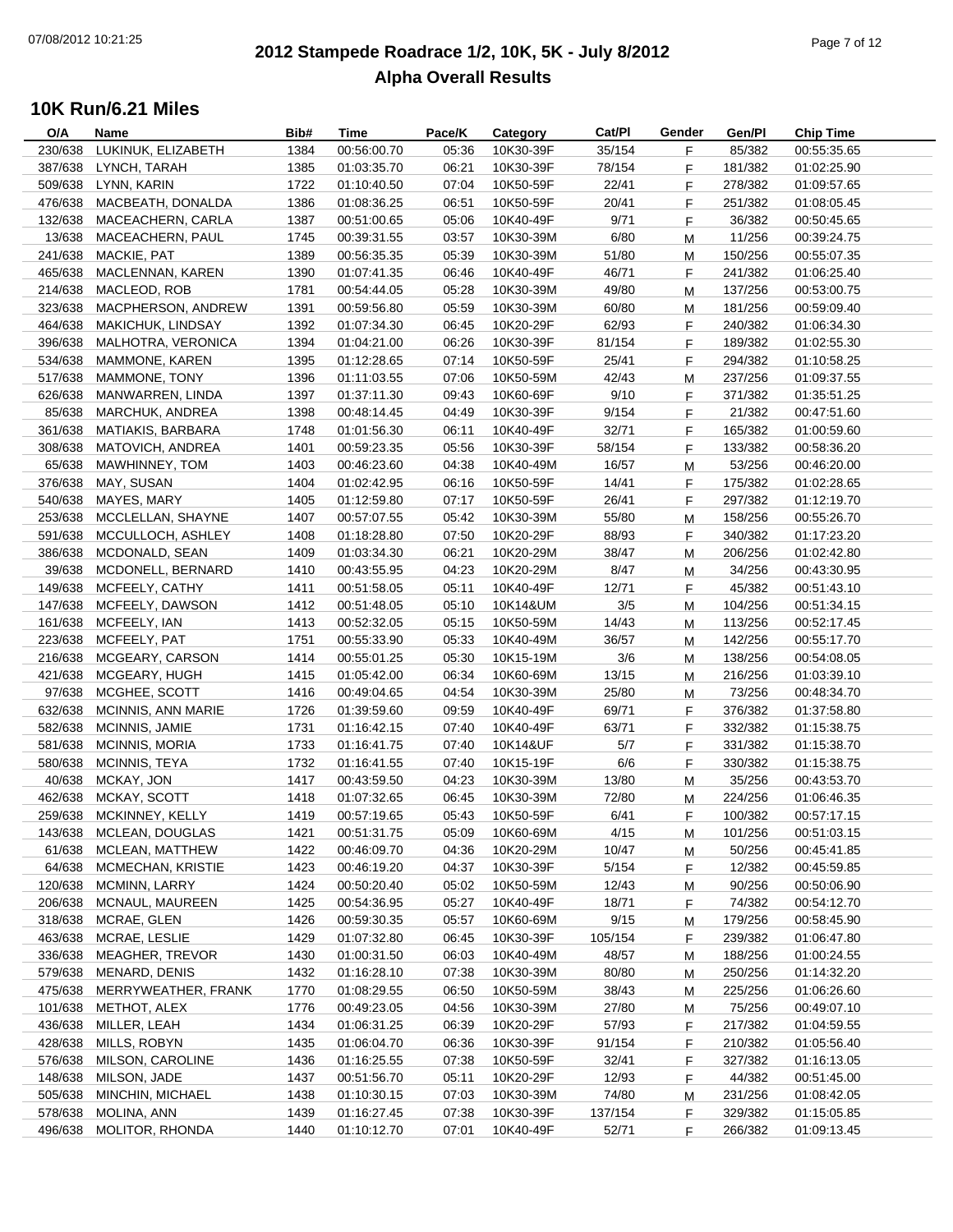# 2012 Stampede Roadrace 1/2, 10K, 5K - July 8/2012

## Alpha Overall Results

### 10K Run/6.21 Miles

| O/A | Name | Bib# | Time | Pace/K | Category | Cat/Pl | Gender | Gen/Pl | Chip Time |
|---|---|---|---|---|---|---|---|---|---|
| 230/638 | LUKINUK, ELIZABETH | 1384 | 00:56:00.70 | 05:36 | 10K30-39F | 35/154 | F | 85/382 | 00:55:35.65 |
| 387/638 | LYNCH, TARAH | 1385 | 01:03:35.70 | 06:21 | 10K30-39F | 78/154 | F | 181/382 | 01:02:25.90 |
| 509/638 | LYNN, KARIN | 1722 | 01:10:40.50 | 07:04 | 10K50-59F | 22/41 | F | 278/382 | 01:09:57.65 |
| 476/638 | MACBEATH, DONALDA | 1386 | 01:08:36.25 | 06:51 | 10K50-59F | 20/41 | F | 251/382 | 01:08:05.45 |
| 132/638 | MACEACHERN, CARLA | 1387 | 00:51:00.65 | 05:06 | 10K40-49F | 9/71 | F | 36/382 | 00:50:45.65 |
| 13/638 | MACEACHERN, PAUL | 1745 | 00:39:31.55 | 03:57 | 10K30-39M | 6/80 | M | 11/256 | 00:39:24.75 |
| 241/638 | MACKIE, PAT | 1389 | 00:56:35.35 | 05:39 | 10K30-39M | 51/80 | M | 150/256 | 00:55:07.35 |
| 465/638 | MACLENNAN, KAREN | 1390 | 01:07:41.35 | 06:46 | 10K40-49F | 46/71 | F | 241/382 | 01:06:25.40 |
| 214/638 | MACLEOD, ROB | 1781 | 00:54:44.05 | 05:28 | 10K30-39M | 49/80 | M | 137/256 | 00:53:00.75 |
| 323/638 | MACPHERSON, ANDREW | 1391 | 00:59:56.80 | 05:59 | 10K30-39M | 60/80 | M | 181/256 | 00:59:09.40 |
| 464/638 | MAKICHUK, LINDSAY | 1392 | 01:07:34.30 | 06:45 | 10K20-29F | 62/93 | F | 240/382 | 01:06:34.30 |
| 396/638 | MALHOTRA, VERONICA | 1394 | 01:04:21.00 | 06:26 | 10K30-39F | 81/154 | F | 189/382 | 01:02:55.30 |
| 534/638 | MAMMONE, KAREN | 1395 | 01:12:28.65 | 07:14 | 10K50-59F | 25/41 | F | 294/382 | 01:10:58.25 |
| 517/638 | MAMMONE, TONY | 1396 | 01:11:03.55 | 07:06 | 10K50-59M | 42/43 | M | 237/256 | 01:09:37.55 |
| 626/638 | MANWARREN, LINDA | 1397 | 01:37:11.30 | 09:43 | 10K60-69F | 9/10 | F | 371/382 | 01:35:51.25 |
| 85/638 | MARCHUK, ANDREA | 1398 | 00:48:14.45 | 04:49 | 10K30-39F | 9/154 | F | 21/382 | 00:47:51.60 |
| 361/638 | MATIAKIS, BARBARA | 1748 | 01:01:56.30 | 06:11 | 10K40-49F | 32/71 | F | 165/382 | 01:00:59.60 |
| 308/638 | MATOVICH, ANDREA | 1401 | 00:59:23.35 | 05:56 | 10K30-39F | 58/154 | F | 133/382 | 00:58:36.20 |
| 65/638 | MAWHINNEY, TOM | 1403 | 00:46:23.60 | 04:38 | 10K40-49M | 16/57 | M | 53/256 | 00:46:20.00 |
| 376/638 | MAY, SUSAN | 1404 | 01:02:42.95 | 06:16 | 10K50-59F | 14/41 | F | 175/382 | 01:02:28.65 |
| 540/638 | MAYES, MARY | 1405 | 01:12:59.80 | 07:17 | 10K50-59F | 26/41 | F | 297/382 | 01:12:19.70 |
| 253/638 | MCCLELLAN, SHAYNE | 1407 | 00:57:07.55 | 05:42 | 10K30-39M | 55/80 | M | 158/256 | 00:55:26.70 |
| 591/638 | MCCULLOCH, ASHLEY | 1408 | 01:18:28.80 | 07:50 | 10K20-29F | 88/93 | F | 340/382 | 01:17:23.20 |
| 386/638 | MCDONALD, SEAN | 1409 | 01:03:34.30 | 06:21 | 10K20-29M | 38/47 | M | 206/256 | 01:02:42.80 |
| 39/638 | MCDONELL, BERNARD | 1410 | 00:43:55.95 | 04:23 | 10K20-29M | 8/47 | M | 34/256 | 00:43:30.95 |
| 149/638 | MCFEELY, CATHY | 1411 | 00:51:58.05 | 05:11 | 10K40-49F | 12/71 | F | 45/382 | 00:51:43.10 |
| 147/638 | MCFEELY, DAWSON | 1412 | 00:51:48.05 | 05:10 | 10K14&UM | 3/5 | M | 104/256 | 00:51:34.15 |
| 161/638 | MCFEELY, IAN | 1413 | 00:52:32.05 | 05:15 | 10K50-59M | 14/43 | M | 113/256 | 00:52:17.45 |
| 223/638 | MCFEELY, PAT | 1751 | 00:55:33.90 | 05:33 | 10K40-49M | 36/57 | M | 142/256 | 00:55:17.70 |
| 216/638 | MCGEARY, CARSON | 1414 | 00:55:01.25 | 05:30 | 10K15-19M | 3/6 | M | 138/256 | 00:54:08.05 |
| 421/638 | MCGEARY, HUGH | 1415 | 01:05:42.00 | 06:34 | 10K60-69M | 13/15 | M | 216/256 | 01:03:39.10 |
| 97/638 | MCGHEE, SCOTT | 1416 | 00:49:04.65 | 04:54 | 10K30-39M | 25/80 | M | 73/256 | 00:48:34.70 |
| 632/638 | MCINNIS, ANN MARIE | 1726 | 01:39:59.60 | 09:59 | 10K40-49F | 69/71 | F | 376/382 | 01:37:58.80 |
| 582/638 | MCINNIS, JAMIE | 1731 | 01:16:42.15 | 07:40 | 10K40-49F | 63/71 | F | 332/382 | 01:15:38.75 |
| 581/638 | MCINNIS, MORIA | 1733 | 01:16:41.75 | 07:40 | 10K14&UF | 5/7 | F | 331/382 | 01:15:38.70 |
| 580/638 | MCINNIS, TEYA | 1732 | 01:16:41.55 | 07:40 | 10K15-19F | 6/6 | F | 330/382 | 01:15:38.75 |
| 40/638 | MCKAY, JON | 1417 | 00:43:59.50 | 04:23 | 10K30-39M | 13/80 | M | 35/256 | 00:43:53.70 |
| 462/638 | MCKAY, SCOTT | 1418 | 01:07:32.65 | 06:45 | 10K30-39M | 72/80 | M | 224/256 | 01:06:46.35 |
| 259/638 | MCKINNEY, KELLY | 1419 | 00:57:19.65 | 05:43 | 10K50-59F | 6/41 | F | 100/382 | 00:57:17.15 |
| 143/638 | MCLEAN, DOUGLAS | 1421 | 00:51:31.75 | 05:09 | 10K60-69M | 4/15 | M | 101/256 | 00:51:03.15 |
| 61/638 | MCLEAN, MATTHEW | 1422 | 00:46:09.70 | 04:36 | 10K20-29M | 10/47 | M | 50/256 | 00:45:41.85 |
| 64/638 | MCMECHAN, KRISTIE | 1423 | 00:46:19.20 | 04:37 | 10K30-39F | 5/154 | F | 12/382 | 00:45:59.85 |
| 120/638 | MCMINN, LARRY | 1424 | 00:50:20.40 | 05:02 | 10K50-59M | 12/43 | M | 90/256 | 00:50:06.90 |
| 206/638 | MCNAUL, MAUREEN | 1425 | 00:54:36.95 | 05:27 | 10K40-49F | 18/71 | F | 74/382 | 00:54:12.70 |
| 318/638 | MCRAE, GLEN | 1426 | 00:59:30.35 | 05:57 | 10K60-69M | 9/15 | M | 179/256 | 00:58:45.90 |
| 463/638 | MCRAE, LESLIE | 1429 | 01:07:32.80 | 06:45 | 10K30-39F | 105/154 | F | 239/382 | 01:06:47.80 |
| 336/638 | MEAGHER, TREVOR | 1430 | 01:00:31.50 | 06:03 | 10K40-49M | 48/57 | M | 188/256 | 01:00:24.55 |
| 579/638 | MENARD, DENIS | 1432 | 01:16:28.10 | 07:38 | 10K30-39M | 80/80 | M | 250/256 | 01:14:32.20 |
| 475/638 | MERRYWEATHER, FRANK | 1770 | 01:08:29.55 | 06:50 | 10K50-59M | 38/43 | M | 225/256 | 01:06:26.60 |
| 101/638 | METHOT, ALEX | 1776 | 00:49:23.05 | 04:56 | 10K30-39M | 27/80 | M | 75/256 | 00:49:07.10 |
| 436/638 | MILLER, LEAH | 1434 | 01:06:31.25 | 06:39 | 10K20-29F | 57/93 | F | 217/382 | 01:04:59.55 |
| 428/638 | MILLS, ROBYN | 1435 | 01:06:04.70 | 06:36 | 10K30-39F | 91/154 | F | 210/382 | 01:05:56.40 |
| 576/638 | MILSON, CAROLINE | 1436 | 01:16:25.55 | 07:38 | 10K50-59F | 32/41 | F | 327/382 | 01:16:13.05 |
| 148/638 | MILSON, JADE | 1437 | 00:51:56.70 | 05:11 | 10K20-29F | 12/93 | F | 44/382 | 00:51:45.00 |
| 505/638 | MINCHIN, MICHAEL | 1438 | 01:10:30.15 | 07:03 | 10K30-39M | 74/80 | M | 231/256 | 01:08:42.05 |
| 578/638 | MOLINA, ANN | 1439 | 01:16:27.45 | 07:38 | 10K30-39F | 137/154 | F | 329/382 | 01:15:05.85 |
| 496/638 | MOLITOR, RHONDA | 1440 | 01:10:12.70 | 07:01 | 10K40-49F | 52/71 | F | 266/382 | 01:09:13.45 |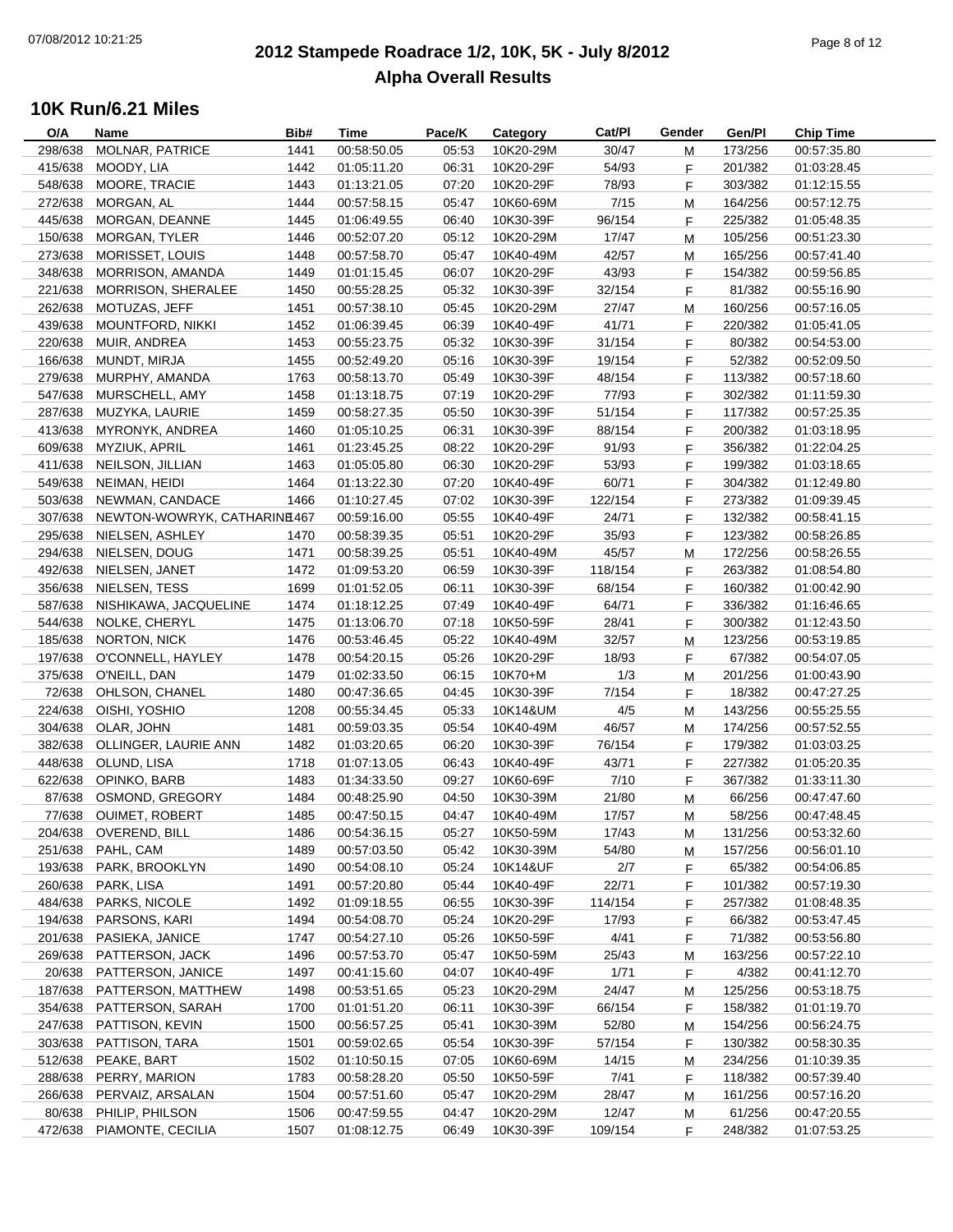# 2012 Stampede Roadrace 1/2, 10K, 5K - July 8/2012

## Alpha Overall Results

### 10K Run/6.21 Miles

| O/A | Name | Bib# | Time | Pace/K | Category | Cat/Pl | Gender | Gen/Pl | Chip Time |
|---|---|---|---|---|---|---|---|---|---|
| 298/638 | MOLNAR, PATRICE | 1441 | 00:58:50.05 | 05:53 | 10K20-29M | 30/47 | M | 173/256 | 00:57:35.80 |
| 415/638 | MOODY, LIA | 1442 | 01:05:11.20 | 06:31 | 10K20-29F | 54/93 | F | 201/382 | 01:03:28.45 |
| 548/638 | MOORE, TRACIE | 1443 | 01:13:21.05 | 07:20 | 10K20-29F | 78/93 | F | 303/382 | 01:12:15.55 |
| 272/638 | MORGAN, AL | 1444 | 00:57:58.15 | 05:47 | 10K60-69M | 7/15 | M | 164/256 | 00:57:12.75 |
| 445/638 | MORGAN, DEANNE | 1445 | 01:06:49.55 | 06:40 | 10K30-39F | 96/154 | F | 225/382 | 01:05:48.35 |
| 150/638 | MORGAN, TYLER | 1446 | 00:52:07.20 | 05:12 | 10K20-29M | 17/47 | M | 105/256 | 00:51:23.30 |
| 273/638 | MORISSET, LOUIS | 1448 | 00:57:58.70 | 05:47 | 10K40-49M | 42/57 | M | 165/256 | 00:57:41.40 |
| 348/638 | MORRISON, AMANDA | 1449 | 01:01:15.45 | 06:07 | 10K20-29F | 43/93 | F | 154/382 | 00:59:56.85 |
| 221/638 | MORRISON, SHERALEE | 1450 | 00:55:28.25 | 05:32 | 10K30-39F | 32/154 | F | 81/382 | 00:55:16.90 |
| 262/638 | MOTUZAS, JEFF | 1451 | 00:57:38.10 | 05:45 | 10K20-29M | 27/47 | M | 160/256 | 00:57:16.05 |
| 439/638 | MOUNTFORD, NIKKI | 1452 | 01:06:39.45 | 06:39 | 10K40-49F | 41/71 | F | 220/382 | 01:05:41.05 |
| 220/638 | MUIR, ANDREA | 1453 | 00:55:23.75 | 05:32 | 10K30-39F | 31/154 | F | 80/382 | 00:54:53.00 |
| 166/638 | MUNDT, MIRJA | 1455 | 00:52:49.20 | 05:16 | 10K30-39F | 19/154 | F | 52/382 | 00:52:09.50 |
| 279/638 | MURPHY, AMANDA | 1763 | 00:58:13.70 | 05:49 | 10K30-39F | 48/154 | F | 113/382 | 00:57:18.60 |
| 547/638 | MURSCHELL, AMY | 1458 | 01:13:18.75 | 07:19 | 10K20-29F | 77/93 | F | 302/382 | 01:11:59.30 |
| 287/638 | MUZYKA, LAURIE | 1459 | 00:58:27.35 | 05:50 | 10K30-39F | 51/154 | F | 117/382 | 00:57:25.35 |
| 413/638 | MYRONYK, ANDREA | 1460 | 01:05:10.25 | 06:31 | 10K30-39F | 88/154 | F | 200/382 | 01:03:18.95 |
| 609/638 | MYZIUK, APRIL | 1461 | 01:23:45.25 | 08:22 | 10K20-29F | 91/93 | F | 356/382 | 01:22:04.25 |
| 411/638 | NEILSON, JILLIAN | 1463 | 01:05:05.80 | 06:30 | 10K20-29F | 53/93 | F | 199/382 | 01:03:18.65 |
| 549/638 | NEIMAN, HEIDI | 1464 | 01:13:22.30 | 07:20 | 10K40-49F | 60/71 | F | 304/382 | 01:12:49.80 |
| 503/638 | NEWMAN, CANDACE | 1466 | 01:10:27.45 | 07:02 | 10K30-39F | 122/154 | F | 273/382 | 01:09:39.45 |
| 307/638 | NEWTON-WOWRYK, CATHARINE | 1467 | 00:59:16.00 | 05:55 | 10K40-49F | 24/71 | F | 132/382 | 00:58:41.15 |
| 295/638 | NIELSEN, ASHLEY | 1470 | 00:58:39.35 | 05:51 | 10K20-29F | 35/93 | F | 123/382 | 00:58:26.85 |
| 294/638 | NIELSEN, DOUG | 1471 | 00:58:39.25 | 05:51 | 10K40-49M | 45/57 | M | 172/256 | 00:58:26.55 |
| 492/638 | NIELSEN, JANET | 1472 | 01:09:53.20 | 06:59 | 10K30-39F | 118/154 | F | 263/382 | 01:08:54.80 |
| 356/638 | NIELSEN, TESS | 1699 | 01:01:52.05 | 06:11 | 10K30-39F | 68/154 | F | 160/382 | 01:00:42.90 |
| 587/638 | NISHIKAWA, JACQUELINE | 1474 | 01:18:12.25 | 07:49 | 10K40-49F | 64/71 | F | 336/382 | 01:16:46.65 |
| 544/638 | NOLKE, CHERYL | 1475 | 01:13:06.70 | 07:18 | 10K50-59F | 28/41 | F | 300/382 | 01:12:43.50 |
| 185/638 | NORTON, NICK | 1476 | 00:53:46.45 | 05:22 | 10K40-49M | 32/57 | M | 123/256 | 00:53:19.85 |
| 197/638 | O'CONNELL, HAYLEY | 1478 | 00:54:20.15 | 05:26 | 10K20-29F | 18/93 | F | 67/382 | 00:54:07.05 |
| 375/638 | O'NEILL, DAN | 1479 | 01:02:33.50 | 06:15 | 10K70+M | 1/3 | M | 201/256 | 01:00:43.90 |
| 72/638 | OHLSON, CHANEL | 1480 | 00:47:36.65 | 04:45 | 10K30-39F | 7/154 | F | 18/382 | 00:47:27.25 |
| 224/638 | OISHI, YOSHIO | 1208 | 00:55:34.45 | 05:33 | 10K14&UM | 4/5 | M | 143/256 | 00:55:25.55 |
| 304/638 | OLAR, JOHN | 1481 | 00:59:03.35 | 05:54 | 10K40-49M | 46/57 | M | 174/256 | 00:57:52.55 |
| 382/638 | OLLINGER, LAURIE ANN | 1482 | 01:03:20.65 | 06:20 | 10K30-39F | 76/154 | F | 179/382 | 01:03:03.25 |
| 448/638 | OLUND, LISA | 1718 | 01:07:13.05 | 06:43 | 10K40-49F | 43/71 | F | 227/382 | 01:05:20.35 |
| 622/638 | OPINKO, BARB | 1483 | 01:34:33.50 | 09:27 | 10K60-69F | 7/10 | F | 367/382 | 01:33:11.30 |
| 87/638 | OSMOND, GREGORY | 1484 | 00:48:25.90 | 04:50 | 10K30-39M | 21/80 | M | 66/256 | 00:47:47.60 |
| 77/638 | OUIMET, ROBERT | 1485 | 00:47:50.15 | 04:47 | 10K40-49M | 17/57 | M | 58/256 | 00:47:48.45 |
| 204/638 | OVEREND, BILL | 1486 | 00:54:36.15 | 05:27 | 10K50-59M | 17/43 | M | 131/256 | 00:53:32.60 |
| 251/638 | PAHL, CAM | 1489 | 00:57:03.50 | 05:42 | 10K30-39M | 54/80 | M | 157/256 | 00:56:01.10 |
| 193/638 | PARK, BROOKLYN | 1490 | 00:54:08.10 | 05:24 | 10K14&UF | 2/7 | F | 65/382 | 00:54:06.85 |
| 260/638 | PARK, LISA | 1491 | 00:57:20.80 | 05:44 | 10K40-49F | 22/71 | F | 101/382 | 00:57:19.30 |
| 484/638 | PARKS, NICOLE | 1492 | 01:09:18.55 | 06:55 | 10K30-39F | 114/154 | F | 257/382 | 01:08:48.35 |
| 194/638 | PARSONS, KARI | 1494 | 00:54:08.70 | 05:24 | 10K20-29F | 17/93 | F | 66/382 | 00:53:47.45 |
| 201/638 | PASIEKA, JANICE | 1747 | 00:54:27.10 | 05:26 | 10K50-59F | 4/41 | F | 71/382 | 00:53:56.80 |
| 269/638 | PATTERSON, JACK | 1496 | 00:57:53.70 | 05:47 | 10K50-59M | 25/43 | M | 163/256 | 00:57:22.10 |
| 20/638 | PATTERSON, JANICE | 1497 | 00:41:15.60 | 04:07 | 10K40-49F | 1/71 | F | 4/382 | 00:41:12.70 |
| 187/638 | PATTERSON, MATTHEW | 1498 | 00:53:51.65 | 05:23 | 10K20-29M | 24/47 | M | 125/256 | 00:53:18.75 |
| 354/638 | PATTERSON, SARAH | 1700 | 01:01:51.20 | 06:11 | 10K30-39F | 66/154 | F | 158/382 | 01:01:19.70 |
| 247/638 | PATTISON, KEVIN | 1500 | 00:56:57.25 | 05:41 | 10K30-39M | 52/80 | M | 154/256 | 00:56:24.75 |
| 303/638 | PATTISON, TARA | 1501 | 00:59:02.65 | 05:54 | 10K30-39F | 57/154 | F | 130/382 | 00:58:30.35 |
| 512/638 | PEAKE, BART | 1502 | 01:10:50.15 | 07:05 | 10K60-69M | 14/15 | M | 234/256 | 01:10:39.35 |
| 288/638 | PERRY, MARION | 1783 | 00:58:28.20 | 05:50 | 10K50-59F | 7/41 | F | 118/382 | 00:57:39.40 |
| 266/638 | PERVAIZ, ARSALAN | 1504 | 00:57:51.60 | 05:47 | 10K20-29M | 28/47 | M | 161/256 | 00:57:16.20 |
| 80/638 | PHILIP, PHILSON | 1506 | 00:47:59.55 | 04:47 | 10K20-29M | 12/47 | M | 61/256 | 00:47:20.55 |
| 472/638 | PIAMONTE, CECILIA | 1507 | 01:08:12.75 | 06:49 | 10K30-39F | 109/154 | F | 248/382 | 01:07:53.25 |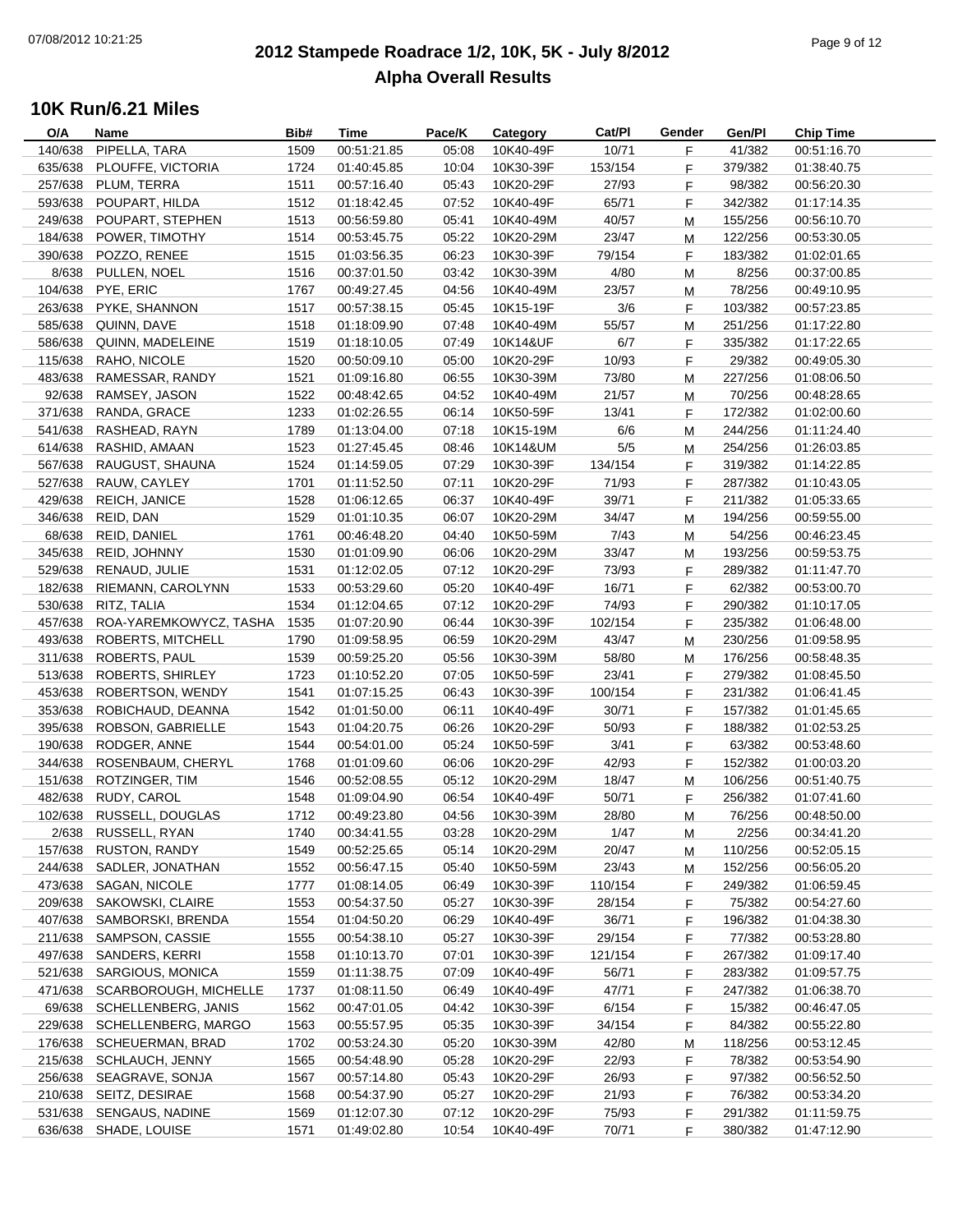# 2012 Stampede Roadrace 1/2, 10K, 5K - July 8/2012

## Alpha Overall Results

### 10K Run/6.21 Miles

| O/A | Name | Bib# | Time | Pace/K | Category | Cat/Pl | Gender | Gen/Pl | Chip Time |
|---|---|---|---|---|---|---|---|---|---|
| 140/638 | PIPELLA, TARA | 1509 | 00:51:21.85 | 05:08 | 10K40-49F | 10/71 | F | 41/382 | 00:51:16.70 |
| 635/638 | PLOUFFE, VICTORIA | 1724 | 01:40:45.85 | 10:04 | 10K30-39F | 153/154 | F | 379/382 | 01:38:40.75 |
| 257/638 | PLUM, TERRA | 1511 | 00:57:16.40 | 05:43 | 10K20-29F | 27/93 | F | 98/382 | 00:56:20.30 |
| 593/638 | POUPART, HILDA | 1512 | 01:18:42.45 | 07:52 | 10K40-49F | 65/71 | F | 342/382 | 01:17:14.35 |
| 249/638 | POUPART, STEPHEN | 1513 | 00:56:59.80 | 05:41 | 10K40-49M | 40/57 | M | 155/256 | 00:56:10.70 |
| 184/638 | POWER, TIMOTHY | 1514 | 00:53:45.75 | 05:22 | 10K20-29M | 23/47 | M | 122/256 | 00:53:30.05 |
| 390/638 | POZZO, RENEE | 1515 | 01:03:56.35 | 06:23 | 10K30-39F | 79/154 | F | 183/382 | 01:02:01.65 |
| 8/638 | PULLEN, NOEL | 1516 | 00:37:01.50 | 03:42 | 10K30-39M | 4/80 | M | 8/256 | 00:37:00.85 |
| 104/638 | PYE, ERIC | 1767 | 00:49:27.45 | 04:56 | 10K40-49M | 23/57 | M | 78/256 | 00:49:10.95 |
| 263/638 | PYKE, SHANNON | 1517 | 00:57:38.15 | 05:45 | 10K15-19F | 3/6 | F | 103/382 | 00:57:23.85 |
| 585/638 | QUINN, DAVE | 1518 | 01:18:09.90 | 07:48 | 10K40-49M | 55/57 | M | 251/256 | 01:17:22.80 |
| 586/638 | QUINN, MADELEINE | 1519 | 01:18:10.05 | 07:49 | 10K14&UF | 6/7 | F | 335/382 | 01:17:22.65 |
| 115/638 | RAHO, NICOLE | 1520 | 00:50:09.10 | 05:00 | 10K20-29F | 10/93 | F | 29/382 | 00:49:05.30 |
| 483/638 | RAMESSAR, RANDY | 1521 | 01:09:16.80 | 06:55 | 10K30-39M | 73/80 | M | 227/256 | 01:08:06.50 |
| 92/638 | RAMSEY, JASON | 1522 | 00:48:42.65 | 04:52 | 10K40-49M | 21/57 | M | 70/256 | 00:48:28.65 |
| 371/638 | RANDA, GRACE | 1233 | 01:02:26.55 | 06:14 | 10K50-59F | 13/41 | F | 172/382 | 01:02:00.60 |
| 541/638 | RASHEAD, RAYN | 1789 | 01:13:04.00 | 07:18 | 10K15-19M | 6/6 | M | 244/256 | 01:11:24.40 |
| 614/638 | RASHID, AMAAN | 1523 | 01:27:45.45 | 08:46 | 10K14&UM | 5/5 | M | 254/256 | 01:26:03.85 |
| 567/638 | RAUGUST, SHAUNA | 1524 | 01:14:59.05 | 07:29 | 10K30-39F | 134/154 | F | 319/382 | 01:14:22.85 |
| 527/638 | RAUW, CAYLEY | 1701 | 01:11:52.50 | 07:11 | 10K20-29F | 71/93 | F | 287/382 | 01:10:43.05 |
| 429/638 | REICH, JANICE | 1528 | 01:06:12.65 | 06:37 | 10K40-49F | 39/71 | F | 211/382 | 01:05:33.65 |
| 346/638 | REID, DAN | 1529 | 01:01:10.35 | 06:07 | 10K20-29M | 34/47 | M | 194/256 | 00:59:55.00 |
| 68/638 | REID, DANIEL | 1761 | 00:46:48.20 | 04:40 | 10K50-59M | 7/43 | M | 54/256 | 00:46:23.45 |
| 345/638 | REID, JOHNNY | 1530 | 01:01:09.90 | 06:06 | 10K20-29M | 33/47 | M | 193/256 | 00:59:53.75 |
| 529/638 | RENAUD, JULIE | 1531 | 01:12:02.05 | 07:12 | 10K20-29F | 73/93 | F | 289/382 | 01:11:47.70 |
| 182/638 | RIEMANN, CAROLYNN | 1533 | 00:53:29.60 | 05:20 | 10K40-49F | 16/71 | F | 62/382 | 00:53:00.70 |
| 530/638 | RITZ, TALIA | 1534 | 01:12:04.65 | 07:12 | 10K20-29F | 74/93 | F | 290/382 | 01:10:17.05 |
| 457/638 | ROA-YAREMKOWYCZ, TASHA | 1535 | 01:07:20.90 | 06:44 | 10K30-39F | 102/154 | F | 235/382 | 01:06:48.00 |
| 493/638 | ROBERTS, MITCHELL | 1790 | 01:09:58.95 | 06:59 | 10K20-29M | 43/47 | M | 230/256 | 01:09:58.95 |
| 311/638 | ROBERTS, PAUL | 1539 | 00:59:25.20 | 05:56 | 10K30-39M | 58/80 | M | 176/256 | 00:58:48.35 |
| 513/638 | ROBERTS, SHIRLEY | 1723 | 01:10:52.20 | 07:05 | 10K50-59F | 23/41 | F | 279/382 | 01:08:45.50 |
| 453/638 | ROBERTSON, WENDY | 1541 | 01:07:15.25 | 06:43 | 10K30-39F | 100/154 | F | 231/382 | 01:06:41.45 |
| 353/638 | ROBICHAUD, DEANNA | 1542 | 01:01:50.00 | 06:11 | 10K40-49F | 30/71 | F | 157/382 | 01:01:45.65 |
| 395/638 | ROBSON, GABRIELLE | 1543 | 01:04:20.75 | 06:26 | 10K20-29F | 50/93 | F | 188/382 | 01:02:53.25 |
| 190/638 | RODGER, ANNE | 1544 | 00:54:01.00 | 05:24 | 10K50-59F | 3/41 | F | 63/382 | 00:53:48.60 |
| 344/638 | ROSENBAUM, CHERYL | 1768 | 01:01:09.60 | 06:06 | 10K20-29F | 42/93 | F | 152/382 | 01:00:03.20 |
| 151/638 | ROTZINGER, TIM | 1546 | 00:52:08.55 | 05:12 | 10K20-29M | 18/47 | M | 106/256 | 00:51:40.75 |
| 482/638 | RUDY, CAROL | 1548 | 01:09:04.90 | 06:54 | 10K40-49F | 50/71 | F | 256/382 | 01:07:41.60 |
| 102/638 | RUSSELL, DOUGLAS | 1712 | 00:49:23.80 | 04:56 | 10K30-39M | 28/80 | M | 76/256 | 00:48:50.00 |
| 2/638 | RUSSELL, RYAN | 1740 | 00:34:41.55 | 03:28 | 10K20-29M | 1/47 | M | 2/256 | 00:34:41.20 |
| 157/638 | RUSTON, RANDY | 1549 | 00:52:25.65 | 05:14 | 10K20-29M | 20/47 | M | 110/256 | 00:52:05.15 |
| 244/638 | SADLER, JONATHAN | 1552 | 00:56:47.15 | 05:40 | 10K50-59M | 23/43 | M | 152/256 | 00:56:05.20 |
| 473/638 | SAGAN, NICOLE | 1777 | 01:08:14.05 | 06:49 | 10K30-39F | 110/154 | F | 249/382 | 01:06:59.45 |
| 209/638 | SAKOWSKI, CLAIRE | 1553 | 00:54:37.50 | 05:27 | 10K30-39F | 28/154 | F | 75/382 | 00:54:27.60 |
| 407/638 | SAMBORSKI, BRENDA | 1554 | 01:04:50.20 | 06:29 | 10K40-49F | 36/71 | F | 196/382 | 01:04:38.30 |
| 211/638 | SAMPSON, CASSIE | 1555 | 00:54:38.10 | 05:27 | 10K30-39F | 29/154 | F | 77/382 | 00:53:28.80 |
| 497/638 | SANDERS, KERRI | 1558 | 01:10:13.70 | 07:01 | 10K30-39F | 121/154 | F | 267/382 | 01:09:17.40 |
| 521/638 | SARGIOUS, MONICA | 1559 | 01:11:38.75 | 07:09 | 10K40-49F | 56/71 | F | 283/382 | 01:09:57.75 |
| 471/638 | SCARBOROUGH, MICHELLE | 1737 | 01:08:11.50 | 06:49 | 10K40-49F | 47/71 | F | 247/382 | 01:06:38.70 |
| 69/638 | SCHELLENBERG, JANIS | 1562 | 00:47:01.05 | 04:42 | 10K30-39F | 6/154 | F | 15/382 | 00:46:47.05 |
| 229/638 | SCHELLENBERG, MARGO | 1563 | 00:55:57.95 | 05:35 | 10K30-39F | 34/154 | F | 84/382 | 00:55:22.80 |
| 176/638 | SCHEUERMAN, BRAD | 1702 | 00:53:24.30 | 05:20 | 10K30-39M | 42/80 | M | 118/256 | 00:53:12.45 |
| 215/638 | SCHLAUCH, JENNY | 1565 | 00:54:48.90 | 05:28 | 10K20-29F | 22/93 | F | 78/382 | 00:53:54.90 |
| 256/638 | SEAGRAVE, SONJA | 1567 | 00:57:14.80 | 05:43 | 10K20-29F | 26/93 | F | 97/382 | 00:56:52.50 |
| 210/638 | SEITZ, DESIRAE | 1568 | 00:54:37.90 | 05:27 | 10K20-29F | 21/93 | F | 76/382 | 00:53:34.20 |
| 531/638 | SENGAUS, NADINE | 1569 | 01:12:07.30 | 07:12 | 10K20-29F | 75/93 | F | 291/382 | 01:11:59.75 |
| 636/638 | SHADE, LOUISE | 1571 | 01:49:02.80 | 10:54 | 10K40-49F | 70/71 | F | 380/382 | 01:47:12.90 |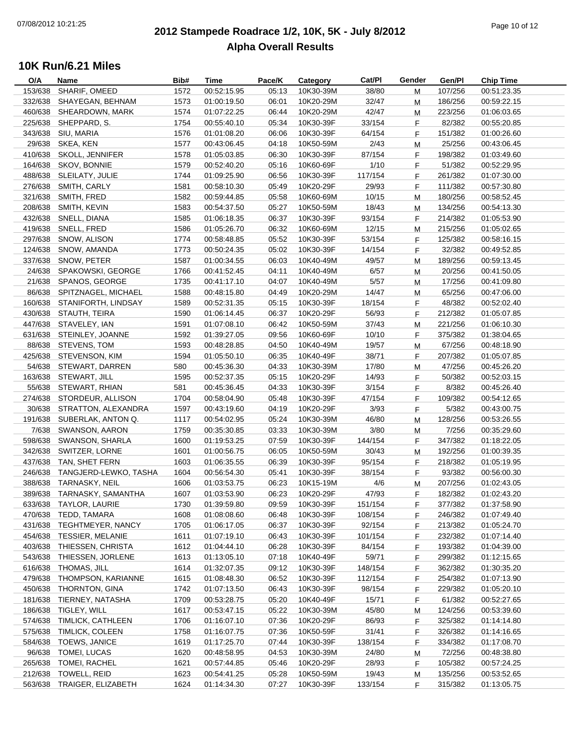# 2012 Stampede Roadrace 1/2, 10K, 5K - July 8/2012

## Alpha Overall Results

### 10K Run/6.21 Miles

| O/A | Name | Bib# | Time | Pace/K | Category | Cat/Pl | Gender | Gen/Pl | Chip Time |
|---|---|---|---|---|---|---|---|---|---|
| 153/638 | SHARIF, OMEED | 1572 | 00:52:15.95 | 05:13 | 10K30-39M | 38/80 | M | 107/256 | 00:51:23.35 |
| 332/638 | SHAYEGAN, BEHNAM | 1573 | 01:00:19.50 | 06:01 | 10K20-29M | 32/47 | M | 186/256 | 00:59:22.15 |
| 460/638 | SHEARDOWN, MARK | 1574 | 01:07:22.25 | 06:44 | 10K20-29M | 42/47 | M | 223/256 | 01:06:03.65 |
| 225/638 | SHEPPARD, S. | 1754 | 00:55:40.10 | 05:34 | 10K30-39F | 33/154 | F | 82/382 | 00:55:20.85 |
| 343/638 | SIU, MARIA | 1576 | 01:01:08.20 | 06:06 | 10K30-39F | 64/154 | F | 151/382 | 01:00:26.60 |
| 29/638 | SKEA, KEN | 1577 | 00:43:06.45 | 04:18 | 10K50-59M | 2/43 | M | 25/256 | 00:43:06.45 |
| 410/638 | SKOLL, JENNIFER | 1578 | 01:05:03.85 | 06:30 | 10K30-39F | 87/154 | F | 198/382 | 01:03:49.60 |
| 164/638 | SKOV, BONNIE | 1579 | 00:52:40.20 | 05:16 | 10K60-69F | 1/10 | F | 51/382 | 00:52:29.95 |
| 488/638 | SLEILATY, JULIE | 1744 | 01:09:25.90 | 06:56 | 10K30-39F | 117/154 | F | 261/382 | 01:07:30.00 |
| 276/638 | SMITH, CARLY | 1581 | 00:58:10.30 | 05:49 | 10K20-29F | 29/93 | F | 111/382 | 00:57:30.80 |
| 321/638 | SMITH, FRED | 1582 | 00:59:44.85 | 05:58 | 10K60-69M | 10/15 | M | 180/256 | 00:58:52.45 |
| 208/638 | SMITH, KEVIN | 1583 | 00:54:37.50 | 05:27 | 10K50-59M | 18/43 | M | 134/256 | 00:54:13.30 |
| 432/638 | SNELL, DIANA | 1585 | 01:06:18.35 | 06:37 | 10K30-39F | 93/154 | F | 214/382 | 01:05:53.90 |
| 419/638 | SNELL, FRED | 1586 | 01:05:26.70 | 06:32 | 10K60-69M | 12/15 | M | 215/256 | 01:05:02.65 |
| 297/638 | SNOW, ALISON | 1774 | 00:58:48.85 | 05:52 | 10K30-39F | 53/154 | F | 125/382 | 00:58:16.15 |
| 124/638 | SNOW, AMANDA | 1773 | 00:50:24.35 | 05:02 | 10K30-39F | 14/154 | F | 32/382 | 00:49:52.85 |
| 337/638 | SNOW, PETER | 1587 | 01:00:34.55 | 06:03 | 10K40-49M | 49/57 | M | 189/256 | 00:59:13.45 |
| 24/638 | SPAKOWSKI, GEORGE | 1766 | 00:41:52.45 | 04:11 | 10K40-49M | 6/57 | M | 20/256 | 00:41:50.05 |
| 21/638 | SPANOS, GEORGE | 1735 | 00:41:17.10 | 04:07 | 10K40-49M | 5/57 | M | 17/256 | 00:41:09.80 |
| 86/638 | SPITZNAGEL, MICHAEL | 1588 | 00:48:15.80 | 04:49 | 10K20-29M | 14/47 | M | 65/256 | 00:47:06.00 |
| 160/638 | STANIFORTH, LINDSAY | 1589 | 00:52:31.35 | 05:15 | 10K30-39F | 18/154 | F | 48/382 | 00:52:02.40 |
| 430/638 | STAUTH, TEIRA | 1590 | 01:06:14.45 | 06:37 | 10K20-29F | 56/93 | F | 212/382 | 01:05:07.85 |
| 447/638 | STAVELEY, IAN | 1591 | 01:07:08.10 | 06:42 | 10K50-59M | 37/43 | M | 221/256 | 01:06:10.30 |
| 631/638 | STEINLEY, JOANNE | 1592 | 01:39:27.05 | 09:56 | 10K60-69F | 10/10 | F | 375/382 | 01:38:04.65 |
| 88/638 | STEVENS, TOM | 1593 | 00:48:28.85 | 04:50 | 10K40-49M | 19/57 | M | 67/256 | 00:48:18.90 |
| 425/638 | STEVENSON, KIM | 1594 | 01:05:50.10 | 06:35 | 10K40-49F | 38/71 | F | 207/382 | 01:05:07.85 |
| 54/638 | STEWART, DARREN | 580 | 00:45:36.30 | 04:33 | 10K30-39M | 17/80 | M | 47/256 | 00:45:26.20 |
| 163/638 | STEWART, JILL | 1595 | 00:52:37.35 | 05:15 | 10K20-29F | 14/93 | F | 50/382 | 00:52:03.15 |
| 55/638 | STEWART, RHIAN | 581 | 00:45:36.45 | 04:33 | 10K30-39F | 3/154 | F | 8/382 | 00:45:26.40 |
| 274/638 | STORDEUR, ALLISON | 1704 | 00:58:04.90 | 05:48 | 10K30-39F | 47/154 | F | 109/382 | 00:54:12.65 |
| 30/638 | STRATTON, ALEXANDRA | 1597 | 00:43:19.60 | 04:19 | 10K20-29F | 3/93 | F | 5/382 | 00:43:00.75 |
| 191/638 | SUBERLAK, ANTON Q. | 1117 | 00:54:02.95 | 05:24 | 10K30-39M | 46/80 | M | 128/256 | 00:53:26.55 |
| 7/638 | SWANSON, AARON | 1759 | 00:35:30.85 | 03:33 | 10K30-39M | 3/80 | M | 7/256 | 00:35:29.60 |
| 598/638 | SWANSON, SHARLA | 1600 | 01:19:53.25 | 07:59 | 10K30-39F | 144/154 | F | 347/382 | 01:18:22.05 |
| 342/638 | SWITZER, LORNE | 1601 | 01:00:56.75 | 06:05 | 10K50-59M | 30/43 | M | 192/256 | 01:00:39.35 |
| 437/638 | TAN, SHET FERN | 1603 | 01:06:35.55 | 06:39 | 10K30-39F | 95/154 | F | 218/382 | 01:05:19.95 |
| 246/638 | TANGJERD-LEWKO, TASHA | 1604 | 00:56:54.30 | 05:41 | 10K30-39F | 38/154 | F | 93/382 | 00:56:00.30 |
| 388/638 | TARNASKY, NEIL | 1606 | 01:03:53.75 | 06:23 | 10K15-19M | 4/6 | M | 207/256 | 01:02:43.05 |
| 389/638 | TARNASKY, SAMANTHA | 1607 | 01:03:53.90 | 06:23 | 10K20-29F | 47/93 | F | 182/382 | 01:02:43.20 |
| 633/638 | TAYLOR, LAURIE | 1730 | 01:39:59.80 | 09:59 | 10K30-39F | 151/154 | F | 377/382 | 01:37:58.90 |
| 470/638 | TEDD, TAMARA | 1608 | 01:08:08.60 | 06:48 | 10K30-39F | 108/154 | F | 246/382 | 01:07:49.40 |
| 431/638 | TEGHTMEYER, NANCY | 1705 | 01:06:17.05 | 06:37 | 10K30-39F | 92/154 | F | 213/382 | 01:05:24.70 |
| 454/638 | TESSIER, MELANIE | 1611 | 01:07:19.10 | 06:43 | 10K30-39F | 101/154 | F | 232/382 | 01:07:14.40 |
| 403/638 | THIESSEN, CHRISTA | 1612 | 01:04:44.10 | 06:28 | 10K30-39F | 84/154 | F | 193/382 | 01:04:39.00 |
| 543/638 | THIESSEN, JORLENE | 1613 | 01:13:05.10 | 07:18 | 10K40-49F | 59/71 | F | 299/382 | 01:12:15.65 |
| 616/638 | THOMAS, JILL | 1614 | 01:32:07.35 | 09:12 | 10K30-39F | 148/154 | F | 362/382 | 01:30:35.20 |
| 479/638 | THOMPSON, KARIANNE | 1615 | 01:08:48.30 | 06:52 | 10K30-39F | 112/154 | F | 254/382 | 01:07:13.90 |
| 450/638 | THORNTON, GINA | 1742 | 01:07:13.50 | 06:43 | 10K30-39F | 98/154 | F | 229/382 | 01:05:20.10 |
| 181/638 | TIERNEY, NATASHA | 1709 | 00:53:28.75 | 05:20 | 10K40-49F | 15/71 | F | 61/382 | 00:52:27.65 |
| 186/638 | TIGLEY, WILL | 1617 | 00:53:47.15 | 05:22 | 10K30-39M | 45/80 | M | 124/256 | 00:53:39.60 |
| 574/638 | TIMLICK, CATHLEEN | 1706 | 01:16:07.10 | 07:36 | 10K20-29F | 86/93 | F | 325/382 | 01:14:14.80 |
| 575/638 | TIMLICK, COLEEN | 1758 | 01:16:07.75 | 07:36 | 10K50-59F | 31/41 | F | 326/382 | 01:14:16.65 |
| 584/638 | TOEWS, JANICE | 1619 | 01:17:25.70 | 07:44 | 10K30-39F | 138/154 | F | 334/382 | 01:17:08.70 |
| 96/638 | TOMEI, LUCAS | 1620 | 00:48:58.95 | 04:53 | 10K30-39M | 24/80 | M | 72/256 | 00:48:38.80 |
| 265/638 | TOMEI, RACHEL | 1621 | 00:57:44.85 | 05:46 | 10K20-29F | 28/93 | F | 105/382 | 00:57:24.25 |
| 212/638 | TOWELL, REID | 1623 | 00:54:41.25 | 05:28 | 10K50-59M | 19/43 | M | 135/256 | 00:53:52.65 |
| 563/638 | TRAIGER, ELIZABETH | 1624 | 01:14:34.30 | 07:27 | 10K30-39F | 133/154 | F | 315/382 | 01:13:05.75 |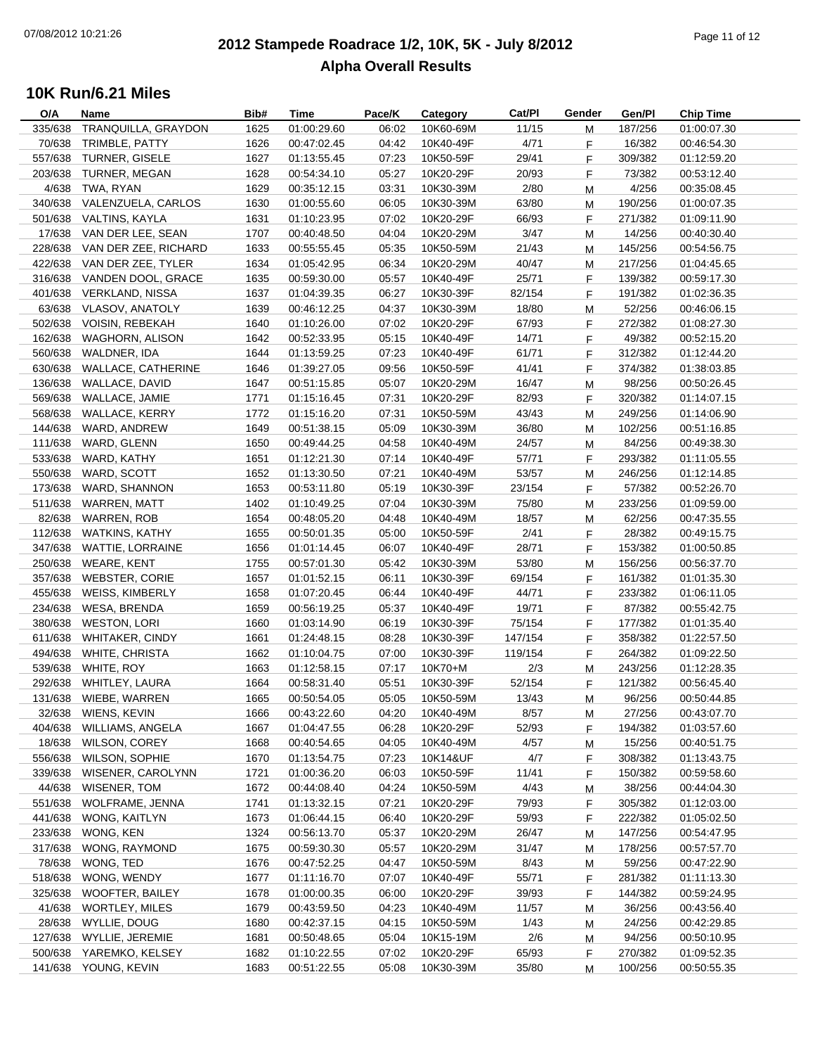# 2012 Stampede Roadrace 1/2, 10K, 5K - July 8/2012

## Alpha Overall Results

### 10K Run/6.21 Miles

| O/A | Name | Bib# | Time | Pace/K | Category | Cat/Pl | Gender | Gen/Pl | Chip Time |
|---|---|---|---|---|---|---|---|---|---|
| 335/638 | TRANQUILLA, GRAYDON | 1625 | 01:00:29.60 | 06:02 | 10K60-69M | 11/15 | M | 187/256 | 01:00:07.30 |
| 70/638 | TRIMBLE, PATTY | 1626 | 00:47:02.45 | 04:42 | 10K40-49F | 4/71 | F | 16/382 | 00:46:54.30 |
| 557/638 | TURNER, GISELE | 1627 | 01:13:55.45 | 07:23 | 10K50-59F | 29/41 | F | 309/382 | 01:12:59.20 |
| 203/638 | TURNER, MEGAN | 1628 | 00:54:34.10 | 05:27 | 10K20-29F | 20/93 | F | 73/382 | 00:53:12.40 |
| 4/638 | TWA, RYAN | 1629 | 00:35:12.15 | 03:31 | 10K30-39M | 2/80 | M | 4/256 | 00:35:08.45 |
| 340/638 | VALENZUELA, CARLOS | 1630 | 01:00:55.60 | 06:05 | 10K30-39M | 63/80 | M | 190/256 | 01:00:07.35 |
| 501/638 | VALTINS, KAYLA | 1631 | 01:10:23.95 | 07:02 | 10K20-29F | 66/93 | F | 271/382 | 01:09:11.90 |
| 17/638 | VAN DER LEE, SEAN | 1707 | 00:40:48.50 | 04:04 | 10K20-29M | 3/47 | M | 14/256 | 00:40:30.40 |
| 228/638 | VAN DER ZEE, RICHARD | 1633 | 00:55:55.45 | 05:35 | 10K50-59M | 21/43 | M | 145/256 | 00:54:56.75 |
| 422/638 | VAN DER ZEE, TYLER | 1634 | 01:05:42.95 | 06:34 | 10K20-29M | 40/47 | M | 217/256 | 01:04:45.65 |
| 316/638 | VANDEN DOOL, GRACE | 1635 | 00:59:30.00 | 05:57 | 10K40-49F | 25/71 | F | 139/382 | 00:59:17.30 |
| 401/638 | VERKLAND, NISSA | 1637 | 01:04:39.35 | 06:27 | 10K30-39F | 82/154 | F | 191/382 | 01:02:36.35 |
| 63/638 | VLASOV, ANATOLY | 1639 | 00:46:12.25 | 04:37 | 10K30-39M | 18/80 | M | 52/256 | 00:46:06.15 |
| 502/638 | VOISIN, REBEKAH | 1640 | 01:10:26.00 | 07:02 | 10K20-29F | 67/93 | F | 272/382 | 01:08:27.30 |
| 162/638 | WAGHORN, ALISON | 1642 | 00:52:33.95 | 05:15 | 10K40-49F | 14/71 | F | 49/382 | 00:52:15.20 |
| 560/638 | WALDNER, IDA | 1644 | 01:13:59.25 | 07:23 | 10K40-49F | 61/71 | F | 312/382 | 01:12:44.20 |
| 630/638 | WALLACE, CATHERINE | 1646 | 01:39:27.05 | 09:56 | 10K50-59F | 41/41 | F | 374/382 | 01:38:03.85 |
| 136/638 | WALLACE, DAVID | 1647 | 00:51:15.85 | 05:07 | 10K20-29M | 16/47 | M | 98/256 | 00:50:26.45 |
| 569/638 | WALLACE, JAMIE | 1771 | 01:15:16.45 | 07:31 | 10K20-29F | 82/93 | F | 320/382 | 01:14:07.15 |
| 568/638 | WALLACE, KERRY | 1772 | 01:15:16.20 | 07:31 | 10K50-59M | 43/43 | M | 249/256 | 01:14:06.90 |
| 144/638 | WARD, ANDREW | 1649 | 00:51:38.15 | 05:09 | 10K30-39M | 36/80 | M | 102/256 | 00:51:16.85 |
| 111/638 | WARD, GLENN | 1650 | 00:49:44.25 | 04:58 | 10K40-49M | 24/57 | M | 84/256 | 00:49:38.30 |
| 533/638 | WARD, KATHY | 1651 | 01:12:21.30 | 07:14 | 10K40-49F | 57/71 | F | 293/382 | 01:11:05.55 |
| 550/638 | WARD, SCOTT | 1652 | 01:13:30.50 | 07:21 | 10K40-49M | 53/57 | M | 246/256 | 01:12:14.85 |
| 173/638 | WARD, SHANNON | 1653 | 00:53:11.80 | 05:19 | 10K30-39F | 23/154 | F | 57/382 | 00:52:26.70 |
| 511/638 | WARREN, MATT | 1402 | 01:10:49.25 | 07:04 | 10K30-39M | 75/80 | M | 233/256 | 01:09:59.00 |
| 82/638 | WARREN, ROB | 1654 | 00:48:05.20 | 04:48 | 10K40-49M | 18/57 | M | 62/256 | 00:47:35.55 |
| 112/638 | WATKINS, KATHY | 1655 | 00:50:01.35 | 05:00 | 10K50-59F | 2/41 | F | 28/382 | 00:49:15.75 |
| 347/638 | WATTIE, LORRAINE | 1656 | 01:01:14.45 | 06:07 | 10K40-49F | 28/71 | F | 153/382 | 01:00:50.85 |
| 250/638 | WEARE, KENT | 1755 | 00:57:01.30 | 05:42 | 10K30-39M | 53/80 | M | 156/256 | 00:56:37.70 |
| 357/638 | WEBSTER, CORIE | 1657 | 01:01:52.15 | 06:11 | 10K30-39F | 69/154 | F | 161/382 | 01:01:35.30 |
| 455/638 | WEISS, KIMBERLY | 1658 | 01:07:20.45 | 06:44 | 10K40-49F | 44/71 | F | 233/382 | 01:06:11.05 |
| 234/638 | WESA, BRENDA | 1659 | 00:56:19.25 | 05:37 | 10K40-49F | 19/71 | F | 87/382 | 00:55:42.75 |
| 380/638 | WESTON, LORI | 1660 | 01:03:14.90 | 06:19 | 10K30-39F | 75/154 | F | 177/382 | 01:01:35.40 |
| 611/638 | WHITAKER, CINDY | 1661 | 01:24:48.15 | 08:28 | 10K30-39F | 147/154 | F | 358/382 | 01:22:57.50 |
| 494/638 | WHITE, CHRISTA | 1662 | 01:10:04.75 | 07:00 | 10K30-39F | 119/154 | F | 264/382 | 01:09:22.50 |
| 539/638 | WHITE, ROY | 1663 | 01:12:58.15 | 07:17 | 10K70+M | 2/3 | M | 243/256 | 01:12:28.35 |
| 292/638 | WHITLEY, LAURA | 1664 | 00:58:31.40 | 05:51 | 10K30-39F | 52/154 | F | 121/382 | 00:56:45.40 |
| 131/638 | WIEBE, WARREN | 1665 | 00:50:54.05 | 05:05 | 10K50-59M | 13/43 | M | 96/256 | 00:50:44.85 |
| 32/638 | WIENS, KEVIN | 1666 | 00:43:22.60 | 04:20 | 10K40-49M | 8/57 | M | 27/256 | 00:43:07.70 |
| 404/638 | WILLIAMS, ANGELA | 1667 | 01:04:47.55 | 06:28 | 10K20-29F | 52/93 | F | 194/382 | 01:03:57.60 |
| 18/638 | WILSON, COREY | 1668 | 00:40:54.65 | 04:05 | 10K40-49M | 4/57 | M | 15/256 | 00:40:51.75 |
| 556/638 | WILSON, SOPHIE | 1670 | 01:13:54.75 | 07:23 | 10K14&UF | 4/7 | F | 308/382 | 01:13:43.75 |
| 339/638 | WISENER, CAROLYNN | 1721 | 01:00:36.20 | 06:03 | 10K50-59F | 11/41 | F | 150/382 | 00:59:58.60 |
| 44/638 | WISENER, TOM | 1672 | 00:44:08.40 | 04:24 | 10K50-59M | 4/43 | M | 38/256 | 00:44:04.30 |
| 551/638 | WOLFRAME, JENNA | 1741 | 01:13:32.15 | 07:21 | 10K20-29F | 79/93 | F | 305/382 | 01:12:03.00 |
| 441/638 | WONG, KAITLYN | 1673 | 01:06:44.15 | 06:40 | 10K20-29F | 59/93 | F | 222/382 | 01:05:02.50 |
| 233/638 | WONG, KEN | 1324 | 00:56:13.70 | 05:37 | 10K20-29M | 26/47 | M | 147/256 | 00:54:47.95 |
| 317/638 | WONG, RAYMOND | 1675 | 00:59:30.30 | 05:57 | 10K20-29M | 31/47 | M | 178/256 | 00:57:57.70 |
| 78/638 | WONG, TED | 1676 | 00:47:52.25 | 04:47 | 10K50-59M | 8/43 | M | 59/256 | 00:47:22.90 |
| 518/638 | WONG, WENDY | 1677 | 01:11:16.70 | 07:07 | 10K40-49F | 55/71 | F | 281/382 | 01:11:13.30 |
| 325/638 | WOOFTER, BAILEY | 1678 | 01:00:00.35 | 06:00 | 10K20-29F | 39/93 | F | 144/382 | 00:59:24.95 |
| 41/638 | WORTLEY, MILES | 1679 | 00:43:59.50 | 04:23 | 10K40-49M | 11/57 | M | 36/256 | 00:43:56.40 |
| 28/638 | WYLLIE, DOUG | 1680 | 00:42:37.15 | 04:15 | 10K50-59M | 1/43 | M | 24/256 | 00:42:29.85 |
| 127/638 | WYLLIE, JEREMIE | 1681 | 00:50:48.65 | 05:04 | 10K15-19M | 2/6 | M | 94/256 | 00:50:10.95 |
| 500/638 | YAREMKO, KELSEY | 1682 | 01:10:22.55 | 07:02 | 10K20-29F | 65/93 | F | 270/382 | 01:09:52.35 |
| 141/638 | YOUNG, KEVIN | 1683 | 00:51:22.55 | 05:08 | 10K30-39M | 35/80 | M | 100/256 | 00:50:55.35 |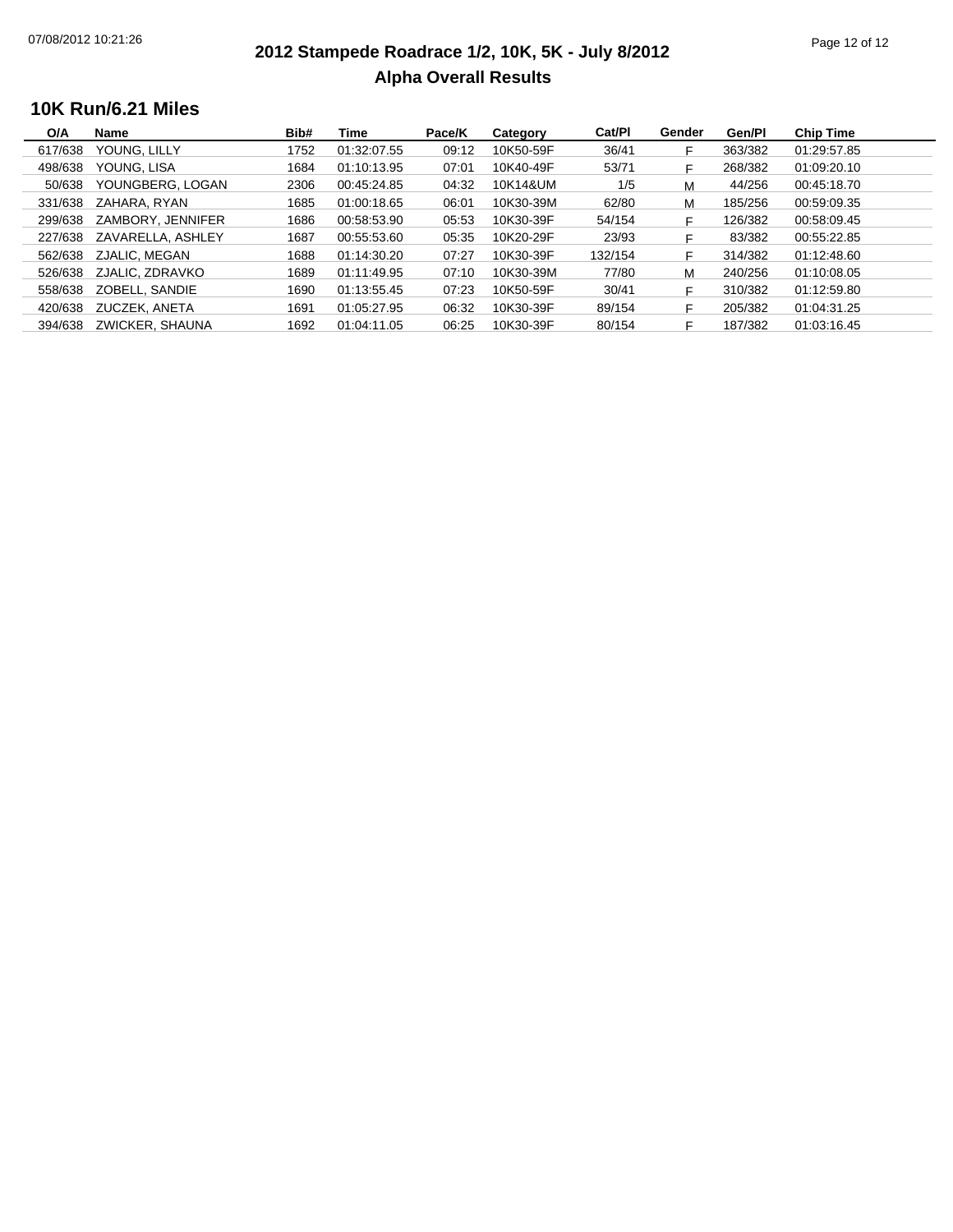# 2012 Stampede Roadrace 1/2, 10K, 5K - July 8/2012

## Alpha Overall Results

### 10K Run/6.21 Miles

| O/A | Name | Bib# | Time | Pace/K | Category | Cat/Pl | Gender | Gen/Pl | Chip Time |
|---|---|---|---|---|---|---|---|---|---|
| 617/638 | YOUNG, LILLY | 1752 | 01:32:07.55 | 09:12 | 10K50-59F | 36/41 | F | 363/382 | 01:29:57.85 |
| 498/638 | YOUNG, LISA | 1684 | 01:10:13.95 | 07:01 | 10K40-49F | 53/71 | F | 268/382 | 01:09:20.10 |
| 50/638 | YOUNGBERG, LOGAN | 2306 | 00:45:24.85 | 04:32 | 10K14&UM | 1/5 | M | 44/256 | 00:45:18.70 |
| 331/638 | ZAHARA, RYAN | 1685 | 01:00:18.65 | 06:01 | 10K30-39M | 62/80 | M | 185/256 | 00:59:09.35 |
| 299/638 | ZAMBORY, JENNIFER | 1686 | 00:58:53.90 | 05:53 | 10K30-39F | 54/154 | F | 126/382 | 00:58:09.45 |
| 227/638 | ZAVARELLA, ASHLEY | 1687 | 00:55:53.60 | 05:35 | 10K20-29F | 23/93 | F | 83/382 | 00:55:22.85 |
| 562/638 | ZJALIC, MEGAN | 1688 | 01:14:30.20 | 07:27 | 10K30-39F | 132/154 | F | 314/382 | 01:12:48.60 |
| 526/638 | ZJALIC, ZDRAVKO | 1689 | 01:11:49.95 | 07:10 | 10K30-39M | 77/80 | M | 240/256 | 01:10:08.05 |
| 558/638 | ZOBELL, SANDIE | 1690 | 01:13:55.45 | 07:23 | 10K50-59F | 30/41 | F | 310/382 | 01:12:59.80 |
| 420/638 | ZUCZEK, ANETA | 1691 | 01:05:27.95 | 06:32 | 10K30-39F | 89/154 | F | 205/382 | 01:04:31.25 |
| 394/638 | ZWICKER, SHAUNA | 1692 | 01:04:11.05 | 06:25 | 10K30-39F | 80/154 | F | 187/382 | 01:03:16.45 |